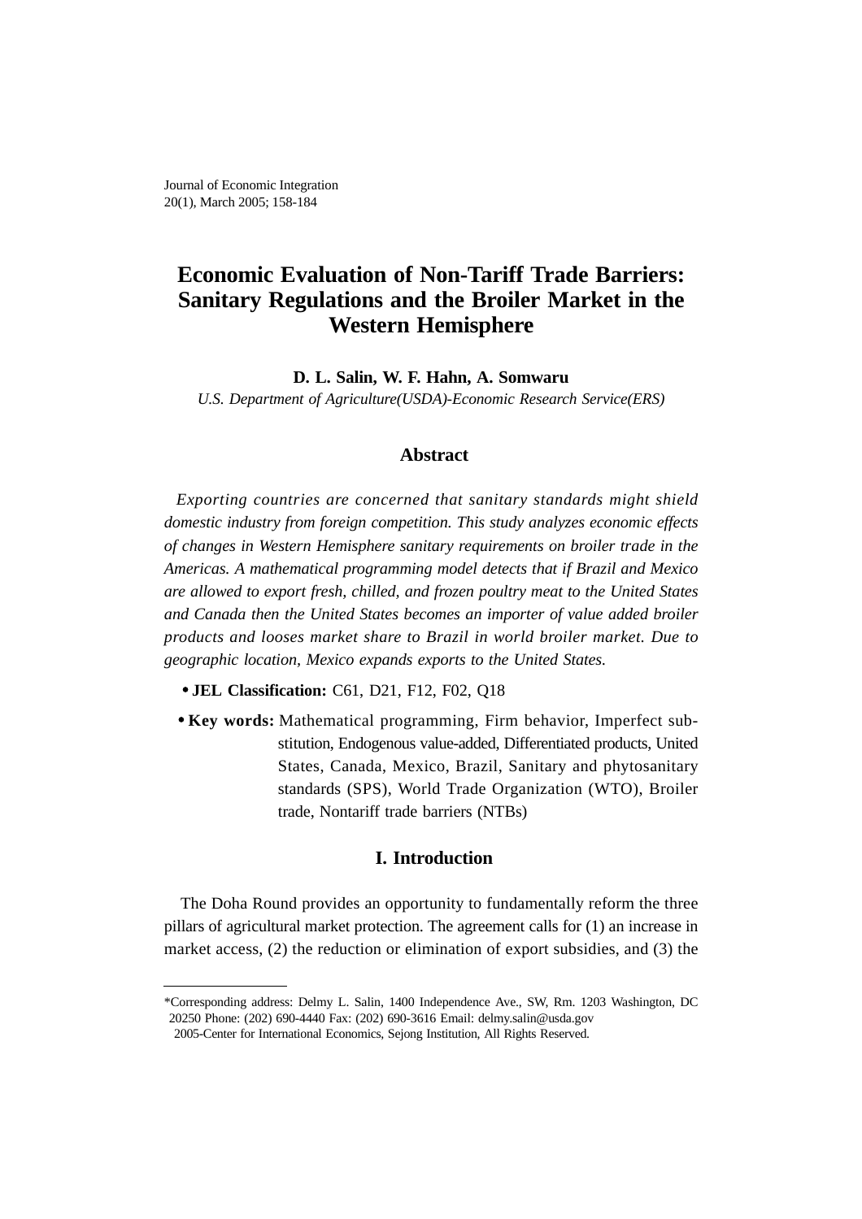Journal of Economic Integration
20(1), March 2005; 158-184

# Economic Evaluation of Non-Tariff Trade Barriers: Sanitary Regulations and the Broiler Market in the Western Hemisphere

**D. L. Salin, W. F. Hahn, A. Somwaru**

*U.S. Department of Agriculture(USDA)-Economic Research Service(ERS)*

## Abstract

*Exporting countries are concerned that sanitary standards might shield domestic industry from foreign competition. This study analyzes economic effects of changes in Western Hemisphere sanitary requirements on broiler trade in the Americas. A mathematical programming model detects that if Brazil and Mexico are allowed to export fresh, chilled, and frozen poultry meat to the United States and Canada then the United States becomes an importer of value added broiler products and looses market share to Brazil in world broiler market. Due to geographic location, Mexico expands exports to the United States.*

- **JEL Classification:** C61, D21, F12, F02, Q18
- **Key words:** Mathematical programming, Firm behavior, Imperfect substitution, Endogenous value-added, Differentiated products, United States, Canada, Mexico, Brazil, Sanitary and phytosanitary standards (SPS), World Trade Organization (WTO), Broiler trade, Nontariff trade barriers (NTBs)

## I. Introduction

The Doha Round provides an opportunity to fundamentally reform the three pillars of agricultural market protection. The agreement calls for (1) an increase in market access, (2) the reduction or elimination of export subsidies, and (3) the

---

*Corresponding address: Delmy L. Salin, 1400 Independence Ave., SW, Rm. 1203 Washington, DC 20250 Phone: (202) 690-4440 Fax: (202) 690-3616 Email: delmy.salin@usda.gov
2005-Center for International Economics, Sejong Institution, All Rights Reserved.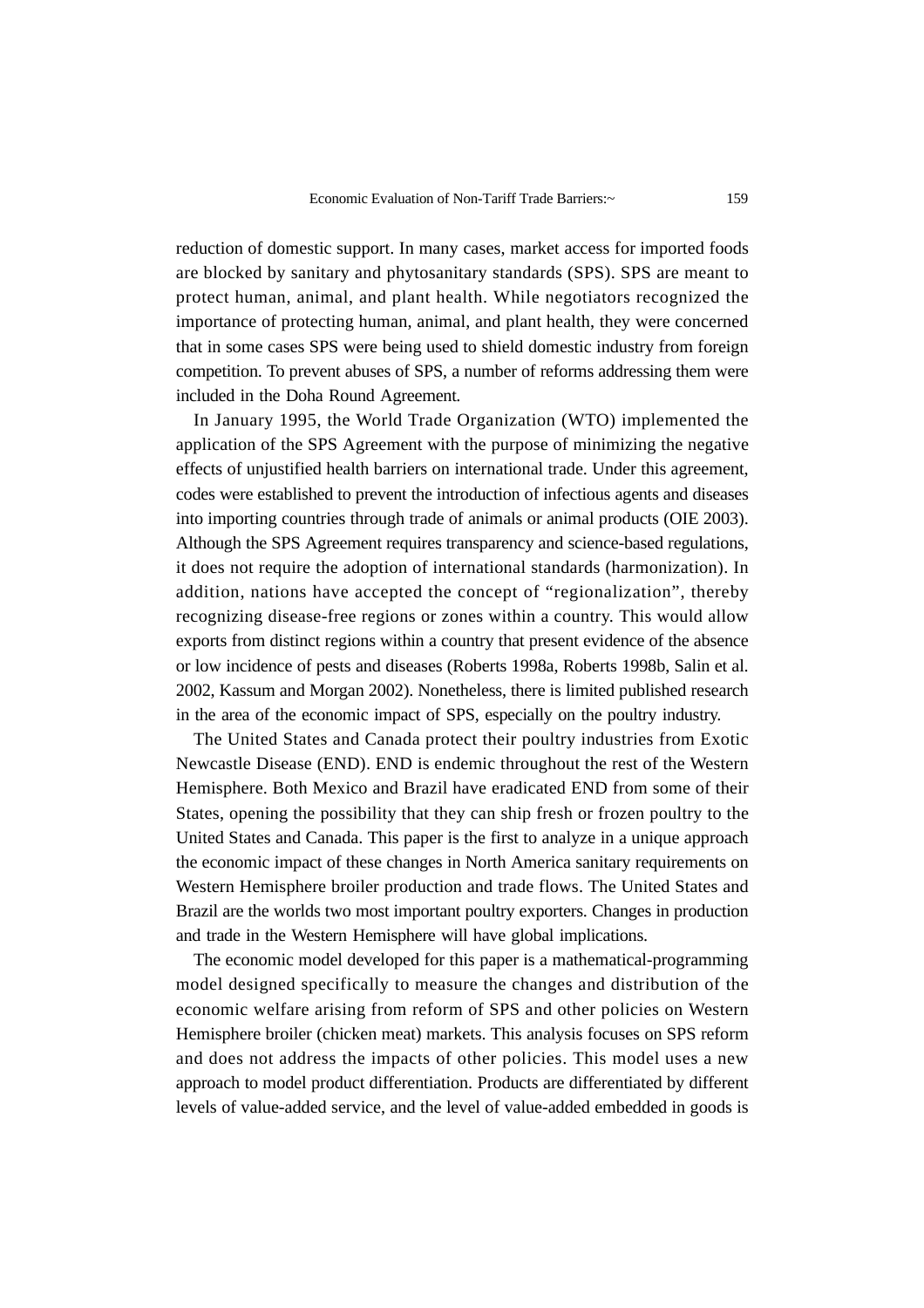reduction of domestic support. In many cases, market access for imported foods are blocked by sanitary and phytosanitary standards (SPS). SPS are meant to protect human, animal, and plant health. While negotiators recognized the importance of protecting human, animal, and plant health, they were concerned that in some cases SPS were being used to shield domestic industry from foreign competition. To prevent abuses of SPS, a number of reforms addressing them were included in the Doha Round Agreement.

In January 1995, the World Trade Organization (WTO) implemented the application of the SPS Agreement with the purpose of minimizing the negative effects of unjustified health barriers on international trade. Under this agreement, codes were established to prevent the introduction of infectious agents and diseases into importing countries through trade of animals or animal products (OIE 2003). Although the SPS Agreement requires transparency and science-based regulations, it does not require the adoption of international standards (harmonization). In addition, nations have accepted the concept of "regionalization", thereby recognizing disease-free regions or zones within a country. This would allow exports from distinct regions within a country that present evidence of the absence or low incidence of pests and diseases (Roberts 1998a, Roberts 1998b, Salin et al. 2002, Kassum and Morgan 2002). Nonetheless, there is limited published research in the area of the economic impact of SPS, especially on the poultry industry.

The United States and Canada protect their poultry industries from Exotic Newcastle Disease (END). END is endemic throughout the rest of the Western Hemisphere. Both Mexico and Brazil have eradicated END from some of their States, opening the possibility that they can ship fresh or frozen poultry to the United States and Canada. This paper is the first to analyze in a unique approach the economic impact of these changes in North America sanitary requirements on Western Hemisphere broiler production and trade flows. The United States and Brazil are the worlds two most important poultry exporters. Changes in production and trade in the Western Hemisphere will have global implications.

The economic model developed for this paper is a mathematical-programming model designed specifically to measure the changes and distribution of the economic welfare arising from reform of SPS and other policies on Western Hemisphere broiler (chicken meat) markets. This analysis focuses on SPS reform and does not address the impacts of other policies. This model uses a new approach to model product differentiation. Products are differentiated by different levels of value-added service, and the level of value-added embedded in goods is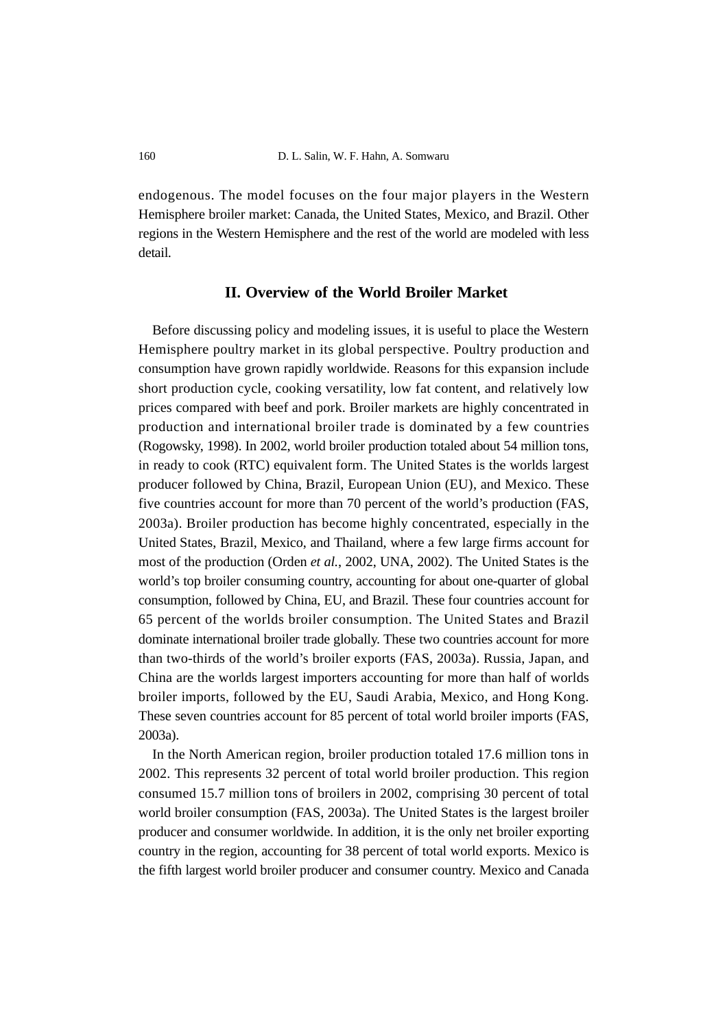endogenous. The model focuses on the four major players in the Western Hemisphere broiler market: Canada, the United States, Mexico, and Brazil. Other regions in the Western Hemisphere and the rest of the world are modeled with less detail.

## II. Overview of the World Broiler Market

Before discussing policy and modeling issues, it is useful to place the Western Hemisphere poultry market in its global perspective. Poultry production and consumption have grown rapidly worldwide. Reasons for this expansion include short production cycle, cooking versatility, low fat content, and relatively low prices compared with beef and pork. Broiler markets are highly concentrated in production and international broiler trade is dominated by a few countries (Rogowsky, 1998). In 2002, world broiler production totaled about 54 million tons, in ready to cook (RTC) equivalent form. The United States is the worlds largest producer followed by China, Brazil, European Union (EU), and Mexico. These five countries account for more than 70 percent of the world's production (FAS, 2003a). Broiler production has become highly concentrated, especially in the United States, Brazil, Mexico, and Thailand, where a few large firms account for most of the production (Orden *et al.*, 2002, UNA, 2002). The United States is the world's top broiler consuming country, accounting for about one-quarter of global consumption, followed by China, EU, and Brazil. These four countries account for 65 percent of the worlds broiler consumption. The United States and Brazil dominate international broiler trade globally. These two countries account for more than two-thirds of the world's broiler exports (FAS, 2003a). Russia, Japan, and China are the worlds largest importers accounting for more than half of worlds broiler imports, followed by the EU, Saudi Arabia, Mexico, and Hong Kong. These seven countries account for 85 percent of total world broiler imports (FAS, 2003a).

In the North American region, broiler production totaled 17.6 million tons in 2002. This represents 32 percent of total world broiler production. This region consumed 15.7 million tons of broilers in 2002, comprising 30 percent of total world broiler consumption (FAS, 2003a). The United States is the largest broiler producer and consumer worldwide. In addition, it is the only net broiler exporting country in the region, accounting for 38 percent of total world exports. Mexico is the fifth largest world broiler producer and consumer country. Mexico and Canada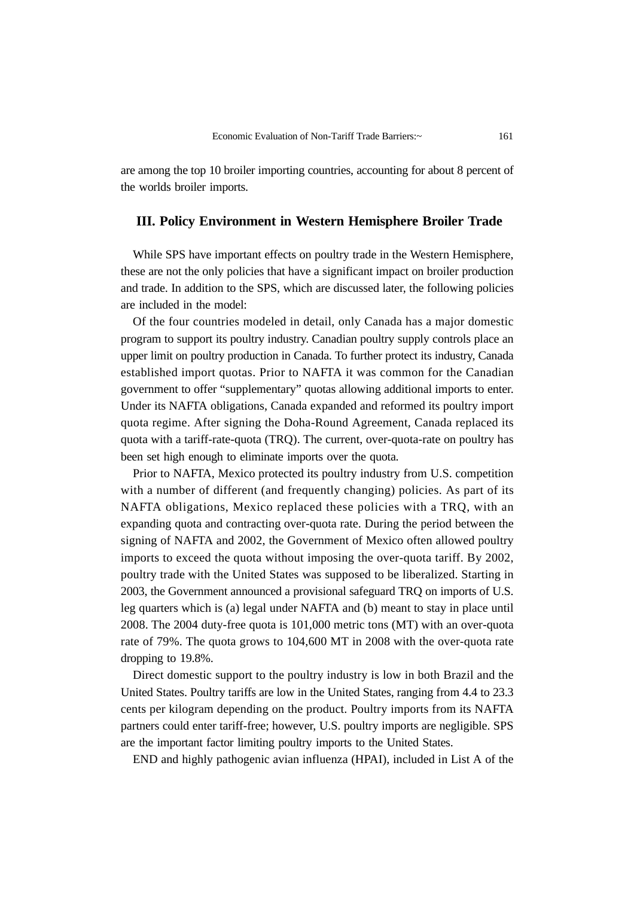are among the top 10 broiler importing countries, accounting for about 8 percent of the worlds broiler imports.

## III. Policy Environment in Western Hemisphere Broiler Trade

While SPS have important effects on poultry trade in the Western Hemisphere, these are not the only policies that have a significant impact on broiler production and trade. In addition to the SPS, which are discussed later, the following policies are included in the model:

Of the four countries modeled in detail, only Canada has a major domestic program to support its poultry industry. Canadian poultry supply controls place an upper limit on poultry production in Canada. To further protect its industry, Canada established import quotas. Prior to NAFTA it was common for the Canadian government to offer "supplementary" quotas allowing additional imports to enter. Under its NAFTA obligations, Canada expanded and reformed its poultry import quota regime. After signing the Doha-Round Agreement, Canada replaced its quota with a tariff-rate-quota (TRQ). The current, over-quota-rate on poultry has been set high enough to eliminate imports over the quota.

Prior to NAFTA, Mexico protected its poultry industry from U.S. competition with a number of different (and frequently changing) policies. As part of its NAFTA obligations, Mexico replaced these policies with a TRQ, with an expanding quota and contracting over-quota rate. During the period between the signing of NAFTA and 2002, the Government of Mexico often allowed poultry imports to exceed the quota without imposing the over-quota tariff. By 2002, poultry trade with the United States was supposed to be liberalized. Starting in 2003, the Government announced a provisional safeguard TRQ on imports of U.S. leg quarters which is (a) legal under NAFTA and (b) meant to stay in place until 2008. The 2004 duty-free quota is 101,000 metric tons (MT) with an over-quota rate of 79%. The quota grows to 104,600 MT in 2008 with the over-quota rate dropping to 19.8%.

Direct domestic support to the poultry industry is low in both Brazil and the United States. Poultry tariffs are low in the United States, ranging from 4.4 to 23.3 cents per kilogram depending on the product. Poultry imports from its NAFTA partners could enter tariff-free; however, U.S. poultry imports are negligible. SPS are the important factor limiting poultry imports to the United States.

END and highly pathogenic avian influenza (HPAI), included in List A of the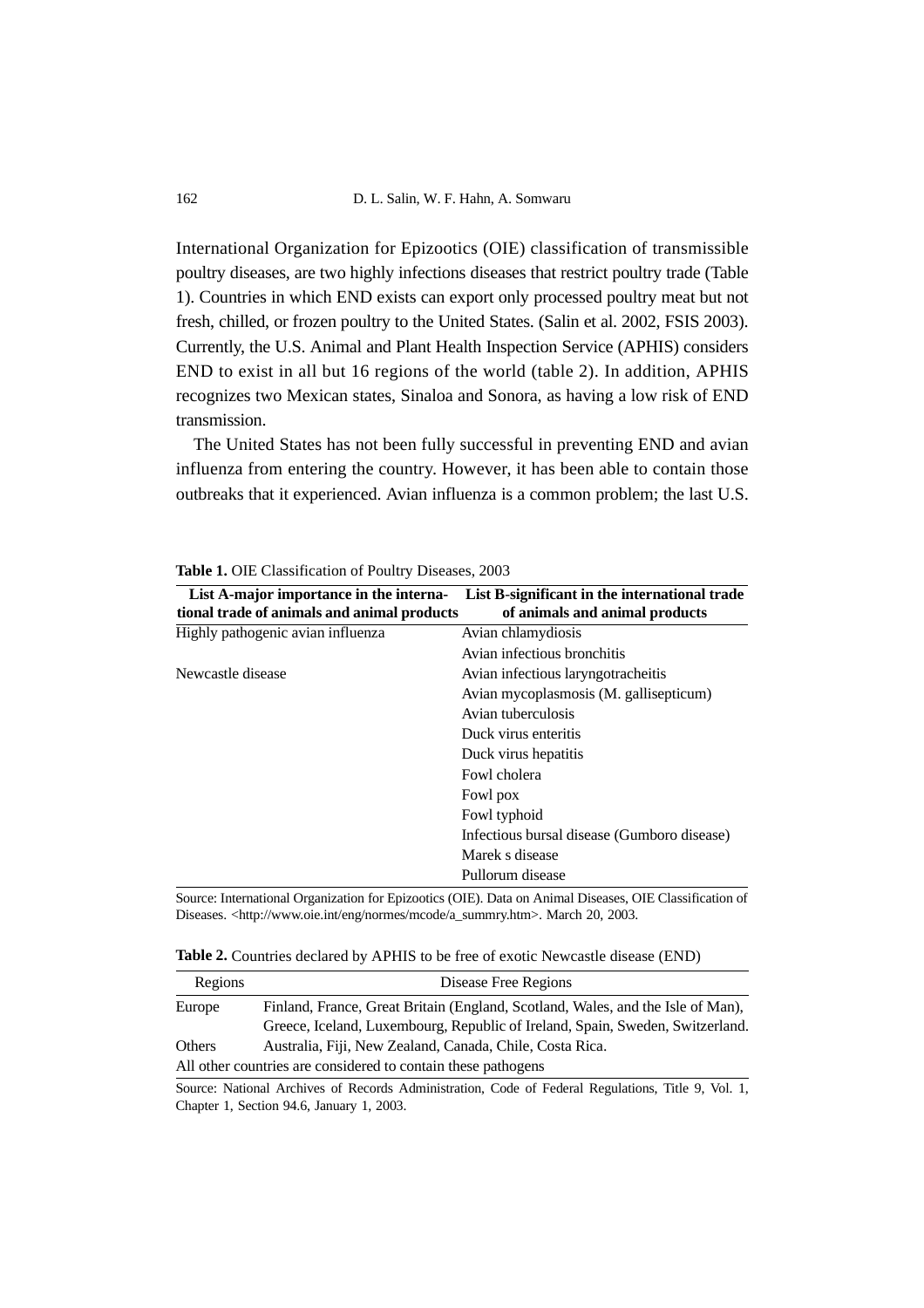International Organization for Epizootics (OIE) classification of transmissible poultry diseases, are two highly infections diseases that restrict poultry trade (Table 1). Countries in which END exists can export only processed poultry meat but not fresh, chilled, or frozen poultry to the United States. (Salin et al. 2002, FSIS 2003). Currently, the U.S. Animal and Plant Health Inspection Service (APHIS) considers END to exist in all but 16 regions of the world (table 2). In addition, APHIS recognizes two Mexican states, Sinaloa and Sonora, as having a low risk of END transmission.

The United States has not been fully successful in preventing END and avian influenza from entering the country. However, it has been able to contain those outbreaks that it experienced. Avian influenza is a common problem; the last U.S.

**Table 1.** OIE Classification of Poultry Diseases, 2003

| List A-major importance in the international trade of animals and animal products | List B-significant in the international trade of animals and animal products |
|---|---|
| Highly pathogenic avian influenza | Avian chlamydiosis |
| | Avian infectious bronchitis |
| Newcastle disease | Avian infectious laryngotracheitis |
| | Avian mycoplasmosis (M. gallisepticum) |
| | Avian tuberculosis |
| | Duck virus enteritis |
| | Duck virus hepatitis |
| | Fowl cholera |
| | Fowl pox |
| | Fowl typhoid |
| | Infectious bursal disease (Gumboro disease) |
| | Marek s disease |
| | Pullorum disease |

Source: International Organization for Epizootics (OIE). Data on Animal Diseases, OIE Classification of Diseases. <http://www.oie.int/eng/normes/mcode/a_summry.htm>. March 20, 2003.

**Table 2.** Countries declared by APHIS to be free of exotic Newcastle disease (END)

| Regions | Disease Free Regions |
|---|---|
| Europe | Finland, France, Great Britain (England, Scotland, Wales, and the Isle of Man), Greece, Iceland, Luxembourg, Republic of Ireland, Spain, Sweden, Switzerland. |
| Others | Australia, Fiji, New Zealand, Canada, Chile, Costa Rica. |
| All other countries are considered to contain these pathogens | |

Source: National Archives of Records Administration, Code of Federal Regulations, Title 9, Vol. 1, Chapter 1, Section 94.6, January 1, 2003.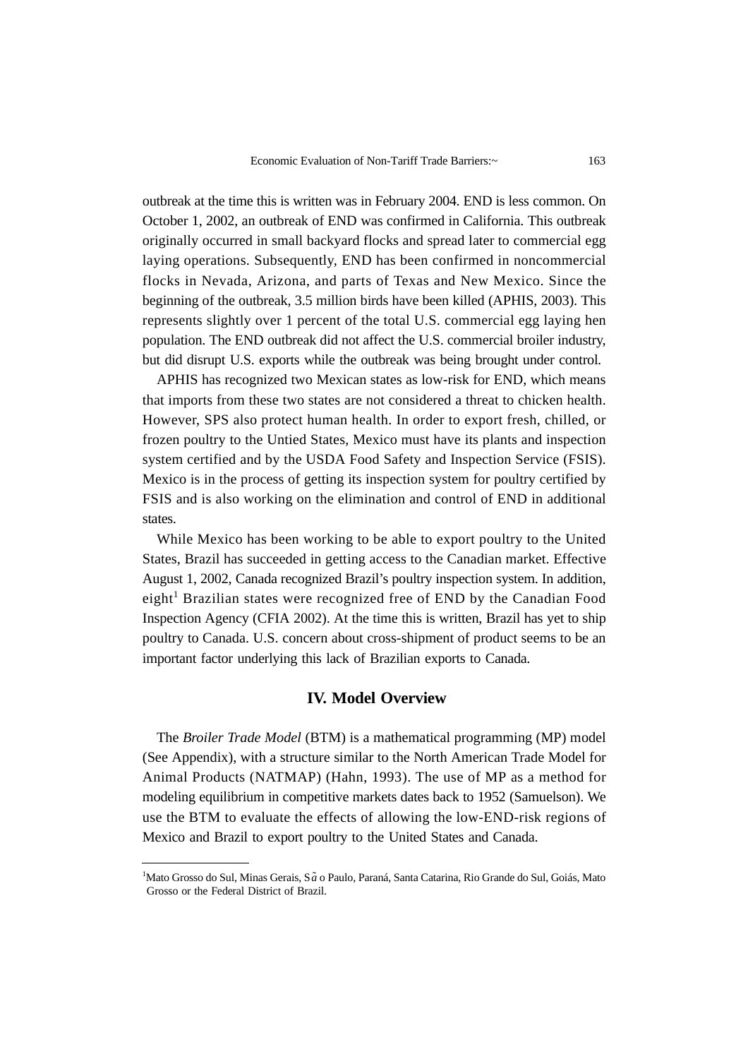outbreak at the time this is written was in February 2004. END is less common. On October 1, 2002, an outbreak of END was confirmed in California. This outbreak originally occurred in small backyard flocks and spread later to commercial egg laying operations. Subsequently, END has been confirmed in noncommercial flocks in Nevada, Arizona, and parts of Texas and New Mexico. Since the beginning of the outbreak, 3.5 million birds have been killed (APHIS, 2003). This represents slightly over 1 percent of the total U.S. commercial egg laying hen population. The END outbreak did not affect the U.S. commercial broiler industry, but did disrupt U.S. exports while the outbreak was being brought under control.

APHIS has recognized two Mexican states as low-risk for END, which means that imports from these two states are not considered a threat to chicken health. However, SPS also protect human health. In order to export fresh, chilled, or frozen poultry to the Untied States, Mexico must have its plants and inspection system certified and by the USDA Food Safety and Inspection Service (FSIS). Mexico is in the process of getting its inspection system for poultry certified by FSIS and is also working on the elimination and control of END in additional states.

While Mexico has been working to be able to export poultry to the United States, Brazil has succeeded in getting access to the Canadian market. Effective August 1, 2002, Canada recognized Brazil's poultry inspection system. In addition, eight[1] Brazilian states were recognized free of END by the Canadian Food Inspection Agency (CFIA 2002). At the time this is written, Brazil has yet to ship poultry to Canada. U.S. concern about cross-shipment of product seems to be an important factor underlying this lack of Brazilian exports to Canada.

## IV. Model Overview

The *Broiler Trade Model* (BTM) is a mathematical programming (MP) model (See Appendix), with a structure similar to the North American Trade Model for Animal Products (NATMAP) (Hahn, 1993). The use of MP as a method for modeling equilibrium in competitive markets dates back to 1952 (Samuelson). We use the BTM to evaluate the effects of allowing the low-END-risk regions of Mexico and Brazil to export poultry to the United States and Canada.

---

[1]Mato Grosso do Sul, Minas Gerais, São Paulo, Paraná, Santa Catarina, Rio Grande do Sul, Goiás, Mato Grosso or the Federal District of Brazil.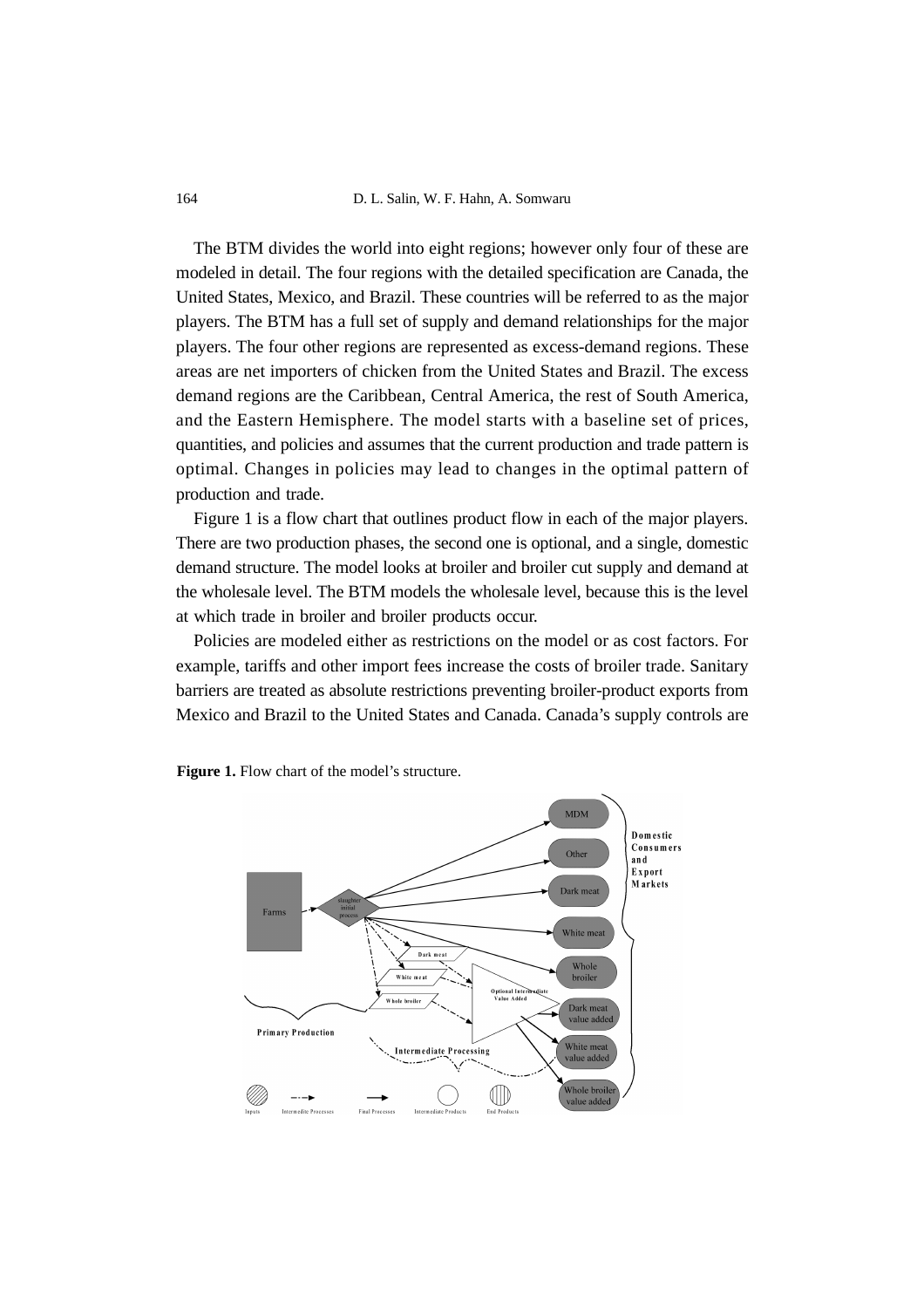The BTM divides the world into eight regions; however only four of these are modeled in detail. The four regions with the detailed specification are Canada, the United States, Mexico, and Brazil. These countries will be referred to as the major players. The BTM has a full set of supply and demand relationships for the major players. The four other regions are represented as excess-demand regions. These areas are net importers of chicken from the United States and Brazil. The excess demand regions are the Caribbean, Central America, the rest of South America, and the Eastern Hemisphere. The model starts with a baseline set of prices, quantities, and policies and assumes that the current production and trade pattern is optimal. Changes in policies may lead to changes in the optimal pattern of production and trade.

Figure 1 is a flow chart that outlines product flow in each of the major players. There are two production phases, the second one is optional, and a single, domestic demand structure. The model looks at broiler and broiler cut supply and demand at the wholesale level. The BTM models the wholesale level, because this is the level at which trade in broiler and broiler products occur.

Policies are modeled either as restrictions on the model or as cost factors. For example, tariffs and other import fees increase the costs of broiler trade. Sanitary barriers are treated as absolute restrictions preventing broiler-product exports from Mexico and Brazil to the United States and Canada. Canada's supply controls are

**Figure 1.** Flow chart of the model's structure.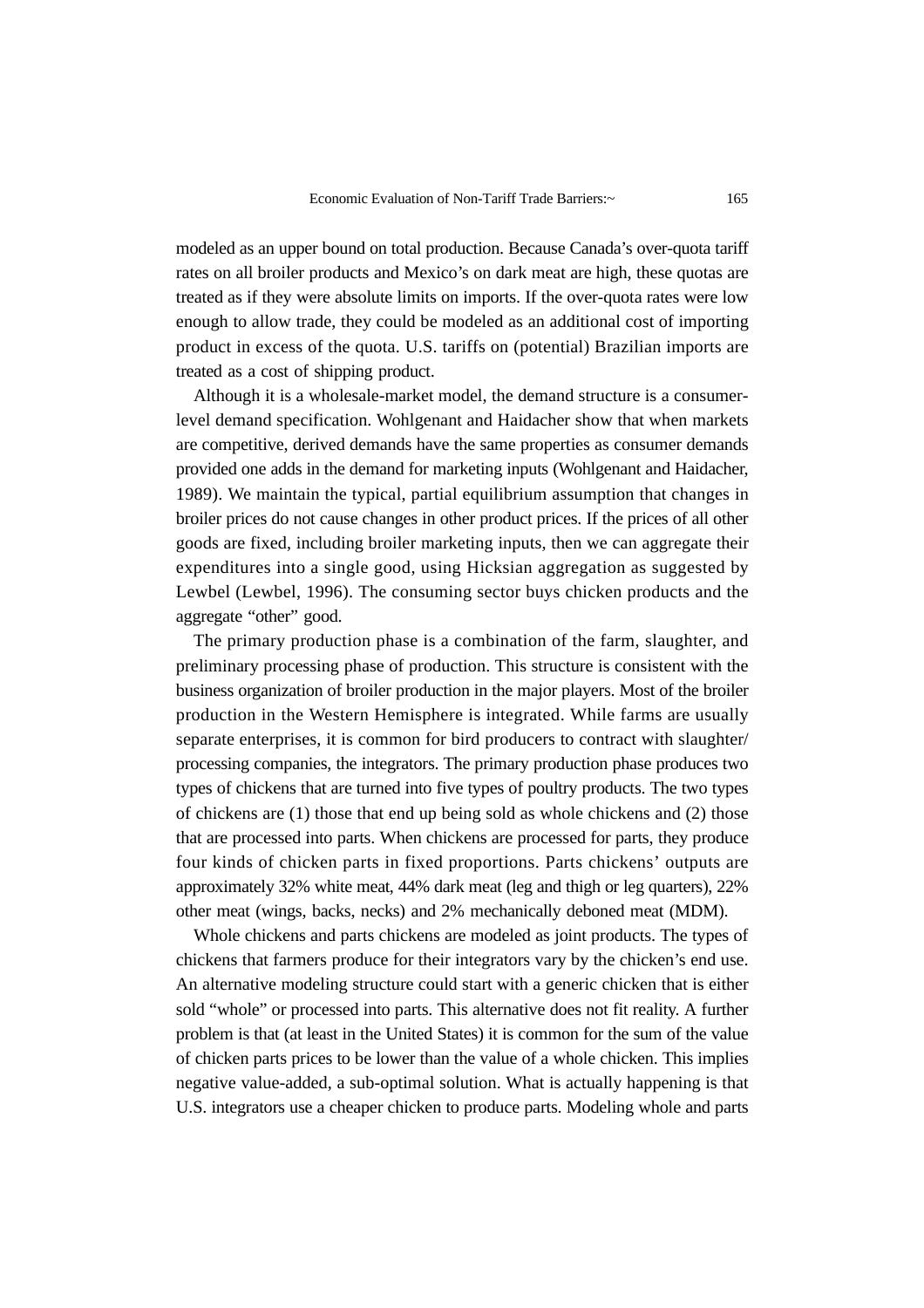modeled as an upper bound on total production. Because Canada's over-quota tariff rates on all broiler products and Mexico's on dark meat are high, these quotas are treated as if they were absolute limits on imports. If the over-quota rates were low enough to allow trade, they could be modeled as an additional cost of importing product in excess of the quota. U.S. tariffs on (potential) Brazilian imports are treated as a cost of shipping product.

Although it is a wholesale-market model, the demand structure is a consumer-level demand specification. Wohlgenant and Haidacher show that when markets are competitive, derived demands have the same properties as consumer demands provided one adds in the demand for marketing inputs (Wohlgenant and Haidacher, 1989). We maintain the typical, partial equilibrium assumption that changes in broiler prices do not cause changes in other product prices. If the prices of all other goods are fixed, including broiler marketing inputs, then we can aggregate their expenditures into a single good, using Hicksian aggregation as suggested by Lewbel (Lewbel, 1996). The consuming sector buys chicken products and the aggregate "other" good.

The primary production phase is a combination of the farm, slaughter, and preliminary processing phase of production. This structure is consistent with the business organization of broiler production in the major players. Most of the broiler production in the Western Hemisphere is integrated. While farms are usually separate enterprises, it is common for bird producers to contract with slaughter/processing companies, the integrators. The primary production phase produces two types of chickens that are turned into five types of poultry products. The two types of chickens are (1) those that end up being sold as whole chickens and (2) those that are processed into parts. When chickens are processed for parts, they produce four kinds of chicken parts in fixed proportions. Parts chickens' outputs are approximately 32% white meat, 44% dark meat (leg and thigh or leg quarters), 22% other meat (wings, backs, necks) and 2% mechanically deboned meat (MDM).

Whole chickens and parts chickens are modeled as joint products. The types of chickens that farmers produce for their integrators vary by the chicken's end use. An alternative modeling structure could start with a generic chicken that is either sold "whole" or processed into parts. This alternative does not fit reality. A further problem is that (at least in the United States) it is common for the sum of the value of chicken parts prices to be lower than the value of a whole chicken. This implies negative value-added, a sub-optimal solution. What is actually happening is that U.S. integrators use a cheaper chicken to produce parts. Modeling whole and parts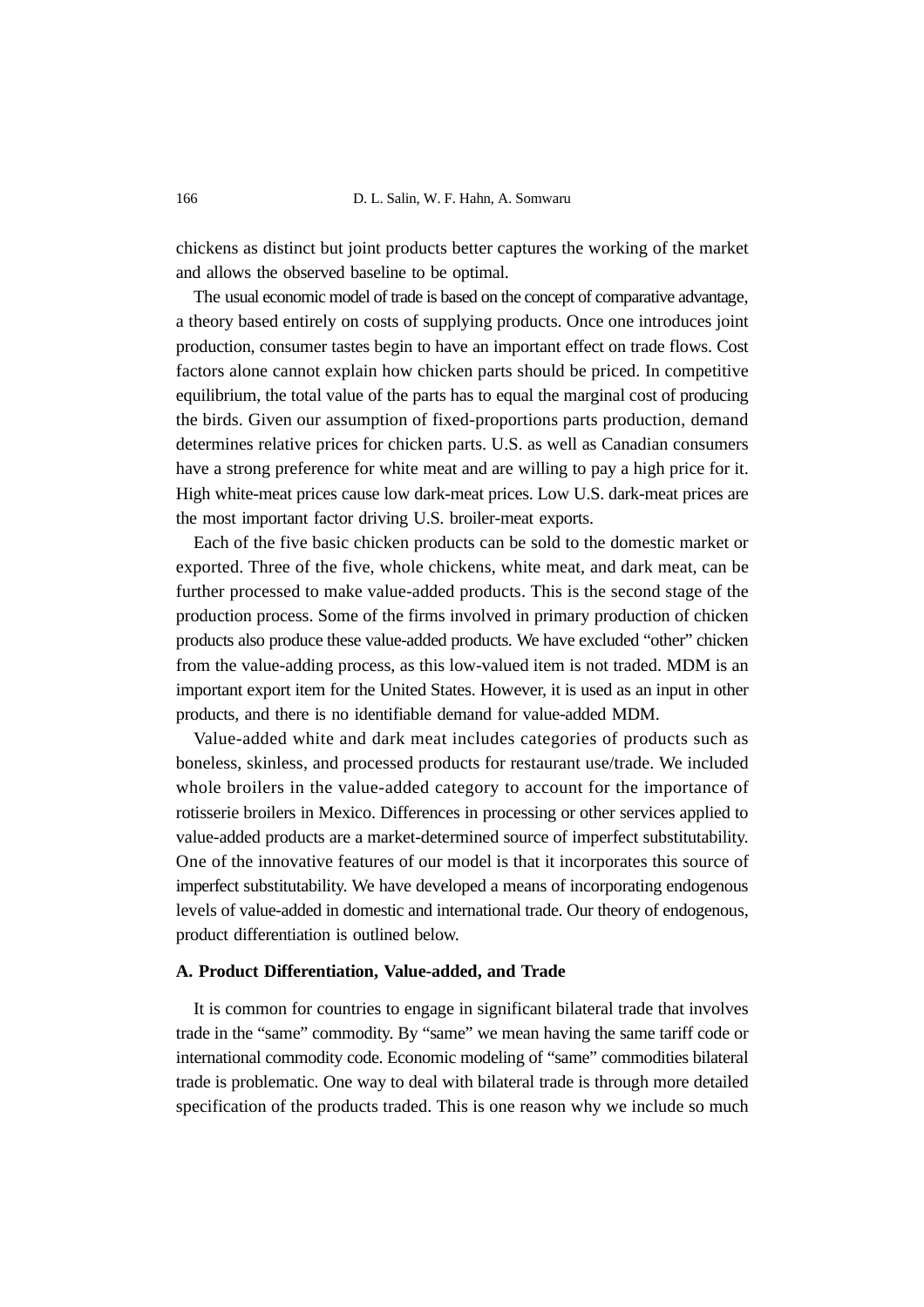chickens as distinct but joint products better captures the working of the market and allows the observed baseline to be optimal.

The usual economic model of trade is based on the concept of comparative advantage, a theory based entirely on costs of supplying products. Once one introduces joint production, consumer tastes begin to have an important effect on trade flows. Cost factors alone cannot explain how chicken parts should be priced. In competitive equilibrium, the total value of the parts has to equal the marginal cost of producing the birds. Given our assumption of fixed-proportions parts production, demand determines relative prices for chicken parts. U.S. as well as Canadian consumers have a strong preference for white meat and are willing to pay a high price for it. High white-meat prices cause low dark-meat prices. Low U.S. dark-meat prices are the most important factor driving U.S. broiler-meat exports.

Each of the five basic chicken products can be sold to the domestic market or exported. Three of the five, whole chickens, white meat, and dark meat, can be further processed to make value-added products. This is the second stage of the production process. Some of the firms involved in primary production of chicken products also produce these value-added products. We have excluded “other” chicken from the value-adding process, as this low-valued item is not traded. MDM is an important export item for the United States. However, it is used as an input in other products, and there is no identifiable demand for value-added MDM.

Value-added white and dark meat includes categories of products such as boneless, skinless, and processed products for restaurant use/trade. We included whole broilers in the value-added category to account for the importance of rotisserie broilers in Mexico. Differences in processing or other services applied to value-added products are a market-determined source of imperfect substitutability. One of the innovative features of our model is that it incorporates this source of imperfect substitutability. We have developed a means of incorporating endogenous levels of value-added in domestic and international trade. Our theory of endogenous, product differentiation is outlined below.

### A. Product Differentiation, Value-added, and Trade

It is common for countries to engage in significant bilateral trade that involves trade in the “same” commodity. By “same” we mean having the same tariff code or international commodity code. Economic modeling of “same” commodities bilateral trade is problematic. One way to deal with bilateral trade is through more detailed specification of the products traded. This is one reason why we include so much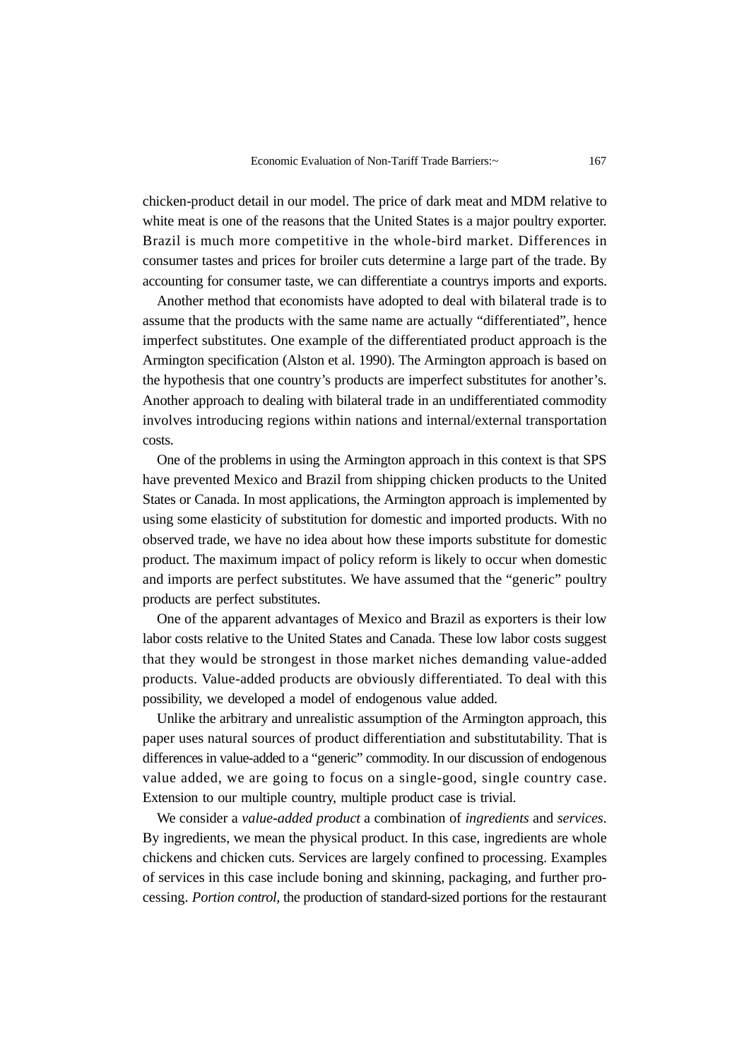chicken-product detail in our model. The price of dark meat and MDM relative to white meat is one of the reasons that the United States is a major poultry exporter. Brazil is much more competitive in the whole-bird market. Differences in consumer tastes and prices for broiler cuts determine a large part of the trade. By accounting for consumer taste, we can differentiate a countrys imports and exports.

Another method that economists have adopted to deal with bilateral trade is to assume that the products with the same name are actually "differentiated", hence imperfect substitutes. One example of the differentiated product approach is the Armington specification (Alston et al. 1990). The Armington approach is based on the hypothesis that one country's products are imperfect substitutes for another's. Another approach to dealing with bilateral trade in an undifferentiated commodity involves introducing regions within nations and internal/external transportation costs.

One of the problems in using the Armington approach in this context is that SPS have prevented Mexico and Brazil from shipping chicken products to the United States or Canada. In most applications, the Armington approach is implemented by using some elasticity of substitution for domestic and imported products. With no observed trade, we have no idea about how these imports substitute for domestic product. The maximum impact of policy reform is likely to occur when domestic and imports are perfect substitutes. We have assumed that the "generic" poultry products are perfect substitutes.

One of the apparent advantages of Mexico and Brazil as exporters is their low labor costs relative to the United States and Canada. These low labor costs suggest that they would be strongest in those market niches demanding value-added products. Value-added products are obviously differentiated. To deal with this possibility, we developed a model of endogenous value added.

Unlike the arbitrary and unrealistic assumption of the Armington approach, this paper uses natural sources of product differentiation and substitutability. That is differences in value-added to a "generic" commodity. In our discussion of endogenous value added, we are going to focus on a single-good, single country case. Extension to our multiple country, multiple product case is trivial.

We consider a *value-added product* a combination of *ingredients* and *services*. By ingredients, we mean the physical product. In this case, ingredients are whole chickens and chicken cuts. Services are largely confined to processing. Examples of services in this case include boning and skinning, packaging, and further processing. *Portion control*, the production of standard-sized portions for the restaurant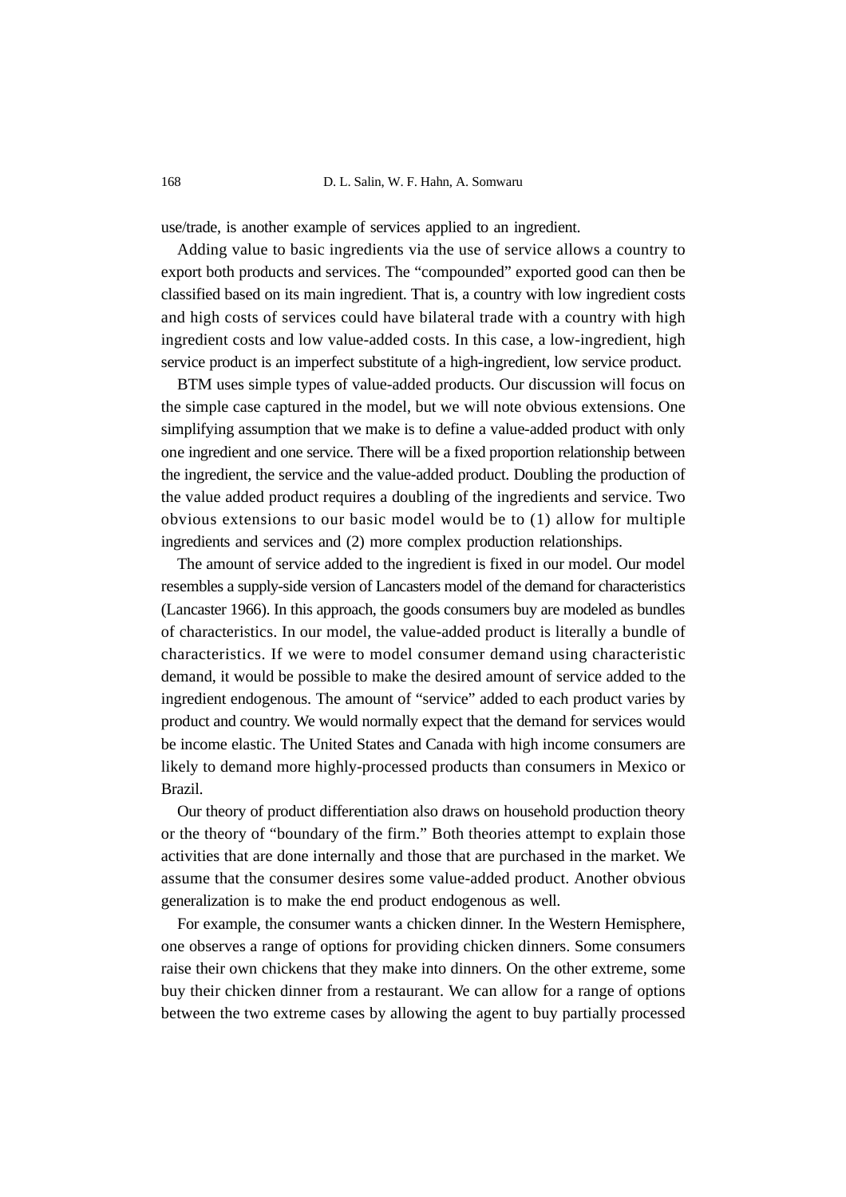use/trade, is another example of services applied to an ingredient.

Adding value to basic ingredients via the use of service allows a country to export both products and services. The "compounded" exported good can then be classified based on its main ingredient. That is, a country with low ingredient costs and high costs of services could have bilateral trade with a country with high ingredient costs and low value-added costs. In this case, a low-ingredient, high service product is an imperfect substitute of a high-ingredient, low service product.

BTM uses simple types of value-added products. Our discussion will focus on the simple case captured in the model, but we will note obvious extensions. One simplifying assumption that we make is to define a value-added product with only one ingredient and one service. There will be a fixed proportion relationship between the ingredient, the service and the value-added product. Doubling the production of the value added product requires a doubling of the ingredients and service. Two obvious extensions to our basic model would be to (1) allow for multiple ingredients and services and (2) more complex production relationships.

The amount of service added to the ingredient is fixed in our model. Our model resembles a supply-side version of Lancasters model of the demand for characteristics (Lancaster 1966). In this approach, the goods consumers buy are modeled as bundles of characteristics. In our model, the value-added product is literally a bundle of characteristics. If we were to model consumer demand using characteristic demand, it would be possible to make the desired amount of service added to the ingredient endogenous. The amount of "service" added to each product varies by product and country. We would normally expect that the demand for services would be income elastic. The United States and Canada with high income consumers are likely to demand more highly-processed products than consumers in Mexico or Brazil.

Our theory of product differentiation also draws on household production theory or the theory of "boundary of the firm." Both theories attempt to explain those activities that are done internally and those that are purchased in the market. We assume that the consumer desires some value-added product. Another obvious generalization is to make the end product endogenous as well.

For example, the consumer wants a chicken dinner. In the Western Hemisphere, one observes a range of options for providing chicken dinners. Some consumers raise their own chickens that they make into dinners. On the other extreme, some buy their chicken dinner from a restaurant. We can allow for a range of options between the two extreme cases by allowing the agent to buy partially processed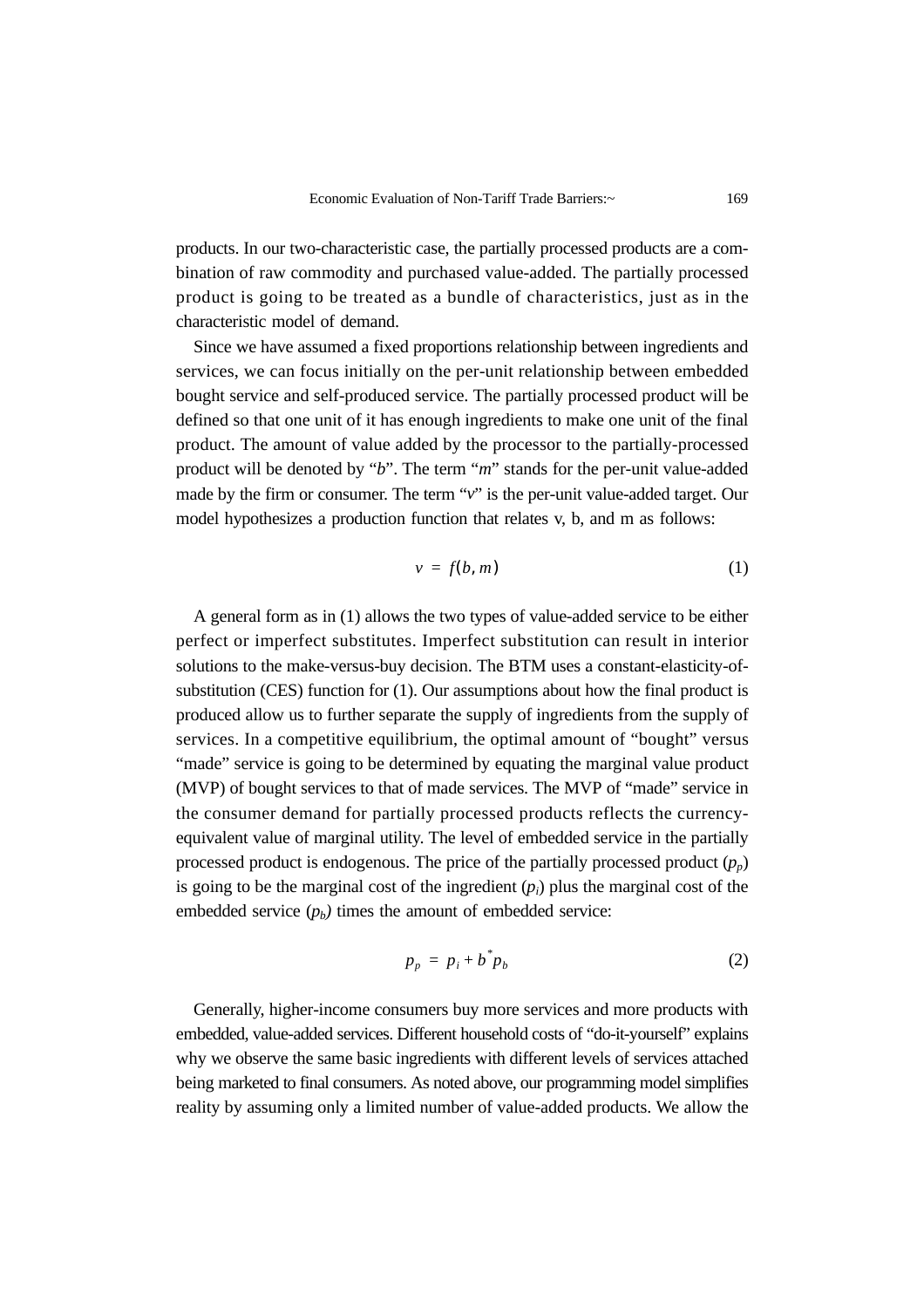products. In our two-characteristic case, the partially processed products are a combination of raw commodity and purchased value-added. The partially processed product is going to be treated as a bundle of characteristics, just as in the characteristic model of demand.

Since we have assumed a fixed proportions relationship between ingredients and services, we can focus initially on the per-unit relationship between embedded bought service and self-produced service. The partially processed product will be defined so that one unit of it has enough ingredients to make one unit of the final product. The amount of value added by the processor to the partially-processed product will be denoted by "*b*". The term "*m*" stands for the per-unit value-added made by the firm or consumer. The term "*v*" is the per-unit value-added target. Our model hypothesizes a production function that relates v, b, and m as follows:

$$v = f(b, m) \tag{1}$$

A general form as in (1) allows the two types of value-added service to be either perfect or imperfect substitutes. Imperfect substitution can result in interior solutions to the make-versus-buy decision. The BTM uses a constant-elasticity-of-substitution (CES) function for (1). Our assumptions about how the final product is produced allow us to further separate the supply of ingredients from the supply of services. In a competitive equilibrium, the optimal amount of "bought" versus "made" service is going to be determined by equating the marginal value product (MVP) of bought services to that of made services. The MVP of "made" service in the consumer demand for partially processed products reflects the currency-equivalent value of marginal utility. The level of embedded service in the partially processed product is endogenous. The price of the partially processed product ($p_p$) is going to be the marginal cost of the ingredient ($p_i$) plus the marginal cost of the embedded service ($p_b$) times the amount of embedded service:

$$p_p = p_i + b^* p_b \tag{2}$$

Generally, higher-income consumers buy more services and more products with embedded, value-added services. Different household costs of "do-it-yourself" explains why we observe the same basic ingredients with different levels of services attached being marketed to final consumers. As noted above, our programming model simplifies reality by assuming only a limited number of value-added products. We allow the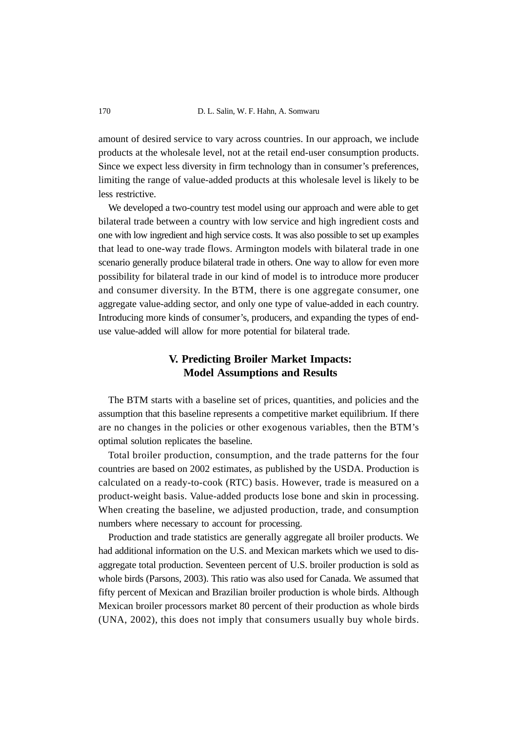amount of desired service to vary across countries. In our approach, we include products at the wholesale level, not at the retail end-user consumption products. Since we expect less diversity in firm technology than in consumer's preferences, limiting the range of value-added products at this wholesale level is likely to be less restrictive.

We developed a two-country test model using our approach and were able to get bilateral trade between a country with low service and high ingredient costs and one with low ingredient and high service costs. It was also possible to set up examples that lead to one-way trade flows. Armington models with bilateral trade in one scenario generally produce bilateral trade in others. One way to allow for even more possibility for bilateral trade in our kind of model is to introduce more producer and consumer diversity. In the BTM, there is one aggregate consumer, one aggregate value-adding sector, and only one type of value-added in each country. Introducing more kinds of consumer's, producers, and expanding the types of end-use value-added will allow for more potential for bilateral trade.

## V. Predicting Broiler Market Impacts: Model Assumptions and Results

The BTM starts with a baseline set of prices, quantities, and policies and the assumption that this baseline represents a competitive market equilibrium. If there are no changes in the policies or other exogenous variables, then the BTM's optimal solution replicates the baseline.

Total broiler production, consumption, and the trade patterns for the four countries are based on 2002 estimates, as published by the USDA. Production is calculated on a ready-to-cook (RTC) basis. However, trade is measured on a product-weight basis. Value-added products lose bone and skin in processing. When creating the baseline, we adjusted production, trade, and consumption numbers where necessary to account for processing.

Production and trade statistics are generally aggregate all broiler products. We had additional information on the U.S. and Mexican markets which we used to disaggregate total production. Seventeen percent of U.S. broiler production is sold as whole birds (Parsons, 2003). This ratio was also used for Canada. We assumed that fifty percent of Mexican and Brazilian broiler production is whole birds. Although Mexican broiler processors market 80 percent of their production as whole birds (UNA, 2002), this does not imply that consumers usually buy whole birds.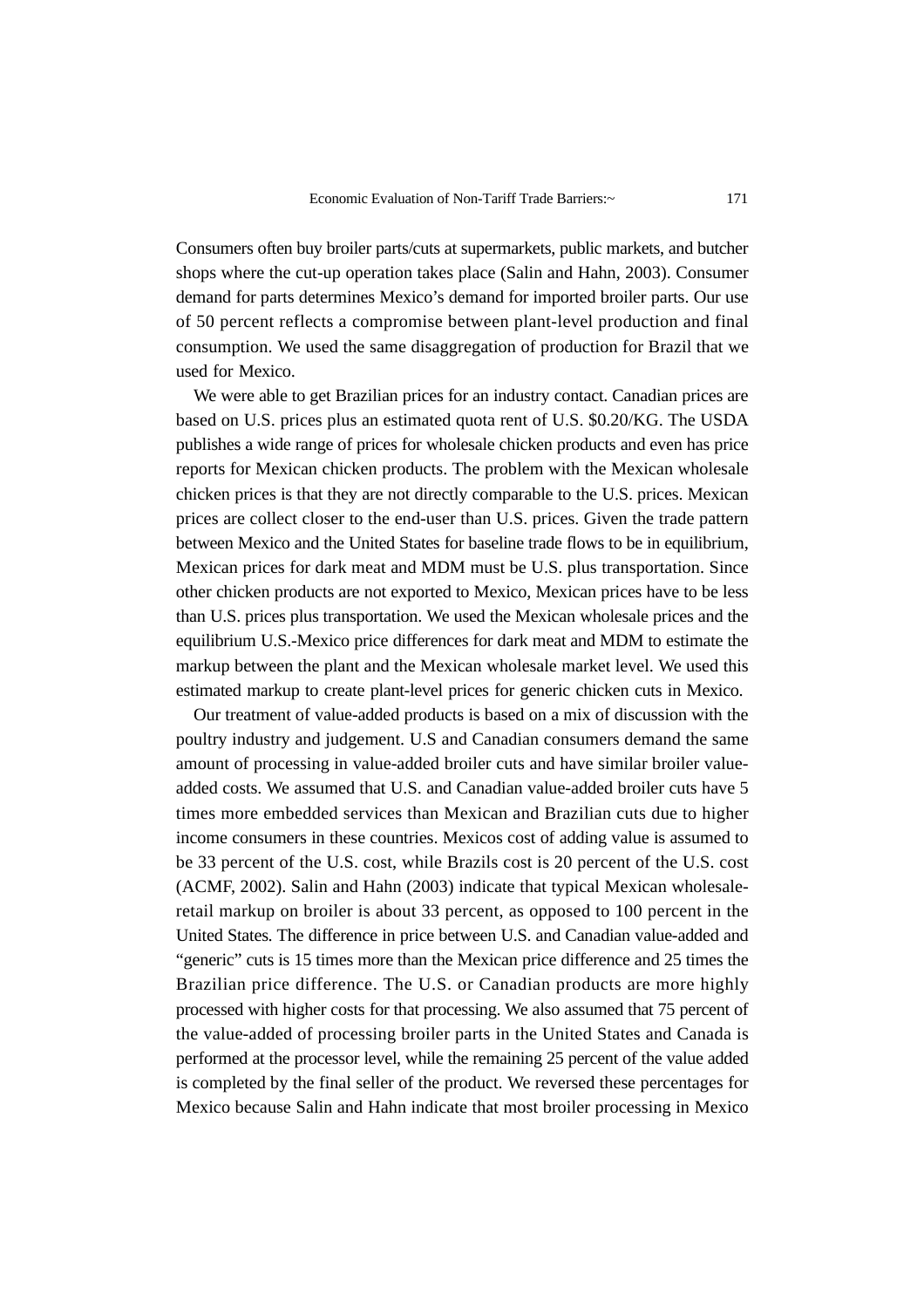Consumers often buy broiler parts/cuts at supermarkets, public markets, and butcher shops where the cut-up operation takes place (Salin and Hahn, 2003). Consumer demand for parts determines Mexico's demand for imported broiler parts. Our use of 50 percent reflects a compromise between plant-level production and final consumption. We used the same disaggregation of production for Brazil that we used for Mexico.

We were able to get Brazilian prices for an industry contact. Canadian prices are based on U.S. prices plus an estimated quota rent of U.S. $0.20/KG. The USDA publishes a wide range of prices for wholesale chicken products and even has price reports for Mexican chicken products. The problem with the Mexican wholesale chicken prices is that they are not directly comparable to the U.S. prices. Mexican prices are collect closer to the end-user than U.S. prices. Given the trade pattern between Mexico and the United States for baseline trade flows to be in equilibrium, Mexican prices for dark meat and MDM must be U.S. plus transportation. Since other chicken products are not exported to Mexico, Mexican prices have to be less than U.S. prices plus transportation. We used the Mexican wholesale prices and the equilibrium U.S.-Mexico price differences for dark meat and MDM to estimate the markup between the plant and the Mexican wholesale market level. We used this estimated markup to create plant-level prices for generic chicken cuts in Mexico.

Our treatment of value-added products is based on a mix of discussion with the poultry industry and judgement. U.S and Canadian consumers demand the same amount of processing in value-added broiler cuts and have similar broiler value-added costs. We assumed that U.S. and Canadian value-added broiler cuts have 5 times more embedded services than Mexican and Brazilian cuts due to higher income consumers in these countries. Mexicos cost of adding value is assumed to be 33 percent of the U.S. cost, while Brazils cost is 20 percent of the U.S. cost (ACMF, 2002). Salin and Hahn (2003) indicate that typical Mexican wholesale-retail markup on broiler is about 33 percent, as opposed to 100 percent in the United States. The difference in price between U.S. and Canadian value-added and "generic" cuts is 15 times more than the Mexican price difference and 25 times the Brazilian price difference. The U.S. or Canadian products are more highly processed with higher costs for that processing. We also assumed that 75 percent of the value-added of processing broiler parts in the United States and Canada is performed at the processor level, while the remaining 25 percent of the value added is completed by the final seller of the product. We reversed these percentages for Mexico because Salin and Hahn indicate that most broiler processing in Mexico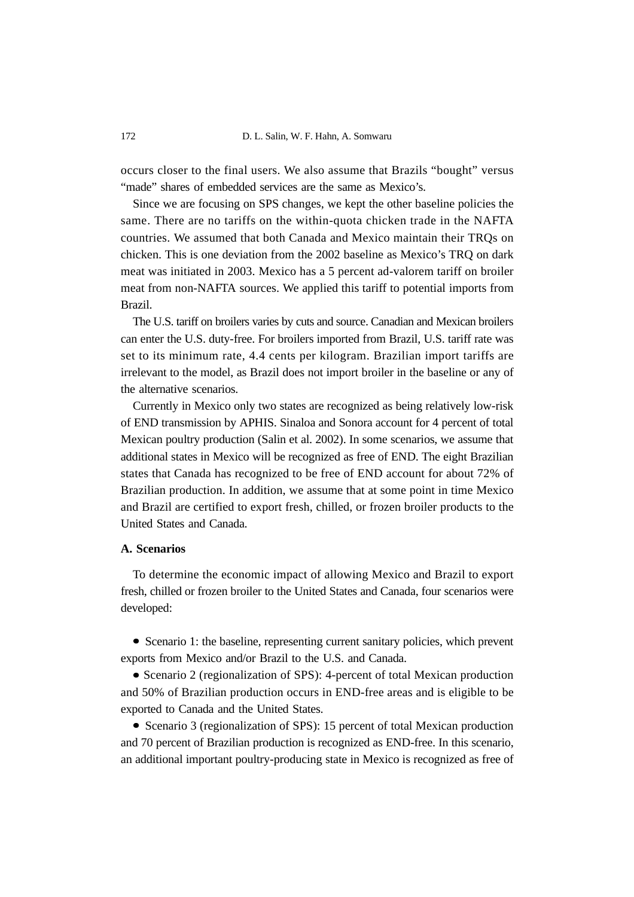occurs closer to the final users. We also assume that Brazils "bought" versus "made" shares of embedded services are the same as Mexico's.

Since we are focusing on SPS changes, we kept the other baseline policies the same. There are no tariffs on the within-quota chicken trade in the NAFTA countries. We assumed that both Canada and Mexico maintain their TRQs on chicken. This is one deviation from the 2002 baseline as Mexico's TRQ on dark meat was initiated in 2003. Mexico has a 5 percent ad-valorem tariff on broiler meat from non-NAFTA sources. We applied this tariff to potential imports from Brazil.

The U.S. tariff on broilers varies by cuts and source. Canadian and Mexican broilers can enter the U.S. duty-free. For broilers imported from Brazil, U.S. tariff rate was set to its minimum rate, 4.4 cents per kilogram. Brazilian import tariffs are irrelevant to the model, as Brazil does not import broiler in the baseline or any of the alternative scenarios.

Currently in Mexico only two states are recognized as being relatively low-risk of END transmission by APHIS. Sinaloa and Sonora account for 4 percent of total Mexican poultry production (Salin et al. 2002). In some scenarios, we assume that additional states in Mexico will be recognized as free of END. The eight Brazilian states that Canada has recognized to be free of END account for about 72% of Brazilian production. In addition, we assume that at some point in time Mexico and Brazil are certified to export fresh, chilled, or frozen broiler products to the United States and Canada.

### A. Scenarios

To determine the economic impact of allowing Mexico and Brazil to export fresh, chilled or frozen broiler to the United States and Canada, four scenarios were developed:

- Scenario 1: the baseline, representing current sanitary policies, which prevent exports from Mexico and/or Brazil to the U.S. and Canada.
- Scenario 2 (regionalization of SPS): 4-percent of total Mexican production and 50% of Brazilian production occurs in END-free areas and is eligible to be exported to Canada and the United States.
- Scenario 3 (regionalization of SPS): 15 percent of total Mexican production and 70 percent of Brazilian production is recognized as END-free. In this scenario, an additional important poultry-producing state in Mexico is recognized as free of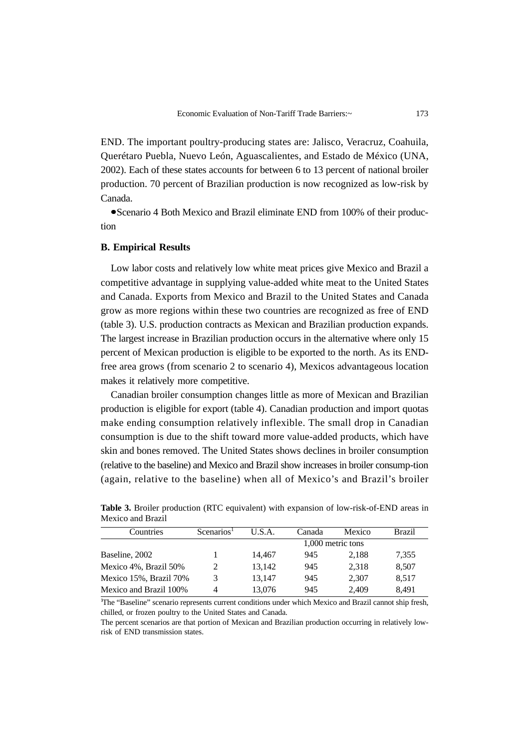END. The important poultry-producing states are: Jalisco, Veracruz, Coahuila, Querétaro Puebla, Nuevo León, Aguascalientes, and Estado de México (UNA, 2002). Each of these states accounts for between 6 to 13 percent of national broiler production. 70 percent of Brazilian production is now recognized as low-risk by Canada.

- Scenario 4 Both Mexico and Brazil eliminate END from 100% of their production

### B. Empirical Results

Low labor costs and relatively low white meat prices give Mexico and Brazil a competitive advantage in supplying value-added white meat to the United States and Canada. Exports from Mexico and Brazil to the United States and Canada grow as more regions within these two countries are recognized as free of END (table 3). U.S. production contracts as Mexican and Brazilian production expands. The largest increase in Brazilian production occurs in the alternative where only 15 percent of Mexican production is eligible to be exported to the north. As its END-free area grows (from scenario 2 to scenario 4), Mexicos advantageous location makes it relatively more competitive.

Canadian broiler consumption changes little as more of Mexican and Brazilian production is eligible for export (table 4). Canadian production and import quotas make ending consumption relatively inflexible. The small drop in Canadian consumption is due to the shift toward more value-added products, which have skin and bones removed. The United States shows declines in broiler consumption (relative to the baseline) and Mexico and Brazil show increases in broiler consump-tion (again, relative to the baseline) when all of Mexico's and Brazil's broiler

**Table 3.** Broiler production (RTC equivalent) with expansion of low-risk-of-END areas in Mexico and Brazil

| Countries | Scenarios[1] | U.S.A. | Canada | Mexico | Brazil |
|---|---|---|---|---|---|
| | | 1,000 metric tons | | | |
| Baseline, 2002 | 1 | 14,467 | 945 | 2,188 | 7,355 |
| Mexico 4%, Brazil 50% | 2 | 13,142 | 945 | 2,318 | 8,507 |
| Mexico 15%, Brazil 70% | 3 | 13,147 | 945 | 2,307 | 8,517 |
| Mexico and Brazil 100% | 4 | 13,076 | 945 | 2,409 | 8,491 |

[1]The "Baseline" scenario represents current conditions under which Mexico and Brazil cannot ship fresh, chilled, or frozen poultry to the United States and Canada.

The percent scenarios are that portion of Mexican and Brazilian production occurring in relatively low-risk of END transmission states.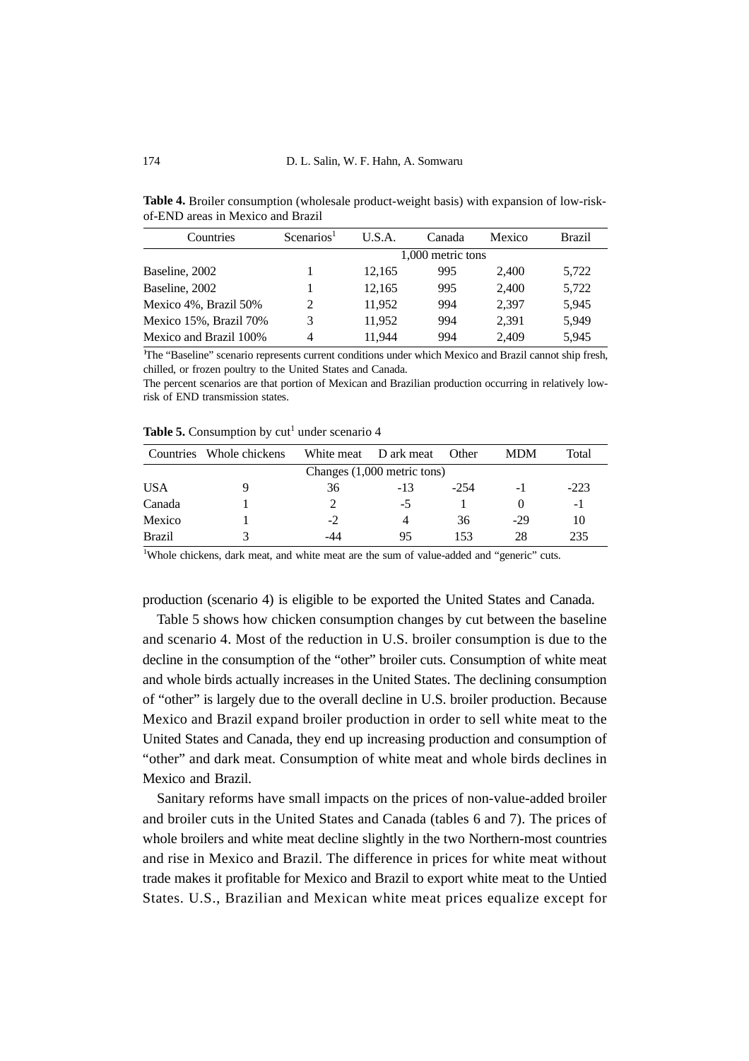**Table 4.** Broiler consumption (wholesale product-weight basis) with expansion of low-risk-of-END areas in Mexico and Brazil

| Countries | Scenarios[1] | U.S.A. | Canada | Mexico | Brazil |
|---|---|---|---|---|---|
| | | 1,000 metric tons | | | |
| Baseline, 2002 | 1 | 12,165 | 995 | 2,400 | 5,722 |
| Baseline, 2002 | 1 | 12,165 | 995 | 2,400 | 5,722 |
| Mexico 4%, Brazil 50% | 2 | 11,952 | 994 | 2,397 | 5,945 |
| Mexico 15%, Brazil 70% | 3 | 11,952 | 994 | 2,391 | 5,949 |
| Mexico and Brazil 100% | 4 | 11,944 | 994 | 2,409 | 5,945 |

[1]The "Baseline" scenario represents current conditions under which Mexico and Brazil cannot ship fresh, chilled, or frozen poultry to the United States and Canada.
The percent scenarios are that portion of Mexican and Brazilian production occurring in relatively low-risk of END transmission states.

**Table 5.** Consumption by cut[1] under scenario 4

| Countries | Whole chickens | White meat | D ark meat | Other | MDM | Total |
|---|---|---|---|---|---|---|
| | | Changes (1,000 metric tons) | | | | |
| USA | 9 | 36 | -13 | -254 | -1 | -223 |
| Canada | 1 | 2 | -5 | 1 | 0 | -1 |
| Mexico | 1 | -2 | 4 | 36 | -29 | 10 |
| Brazil | 3 | -44 | 95 | 153 | 28 | 235 |

[1]Whole chickens, dark meat, and white meat are the sum of value-added and "generic" cuts.

production (scenario 4) is eligible to be exported the United States and Canada.

Table 5 shows how chicken consumption changes by cut between the baseline and scenario 4. Most of the reduction in U.S. broiler consumption is due to the decline in the consumption of the "other" broiler cuts. Consumption of white meat and whole birds actually increases in the United States. The declining consumption of "other" is largely due to the overall decline in U.S. broiler production. Because Mexico and Brazil expand broiler production in order to sell white meat to the United States and Canada, they end up increasing production and consumption of "other" and dark meat. Consumption of white meat and whole birds declines in Mexico and Brazil.

Sanitary reforms have small impacts on the prices of non-value-added broiler and broiler cuts in the United States and Canada (tables 6 and 7). The prices of whole broilers and white meat decline slightly in the two Northern-most countries and rise in Mexico and Brazil. The difference in prices for white meat without trade makes it profitable for Mexico and Brazil to export white meat to the Untied States. U.S., Brazilian and Mexican white meat prices equalize except for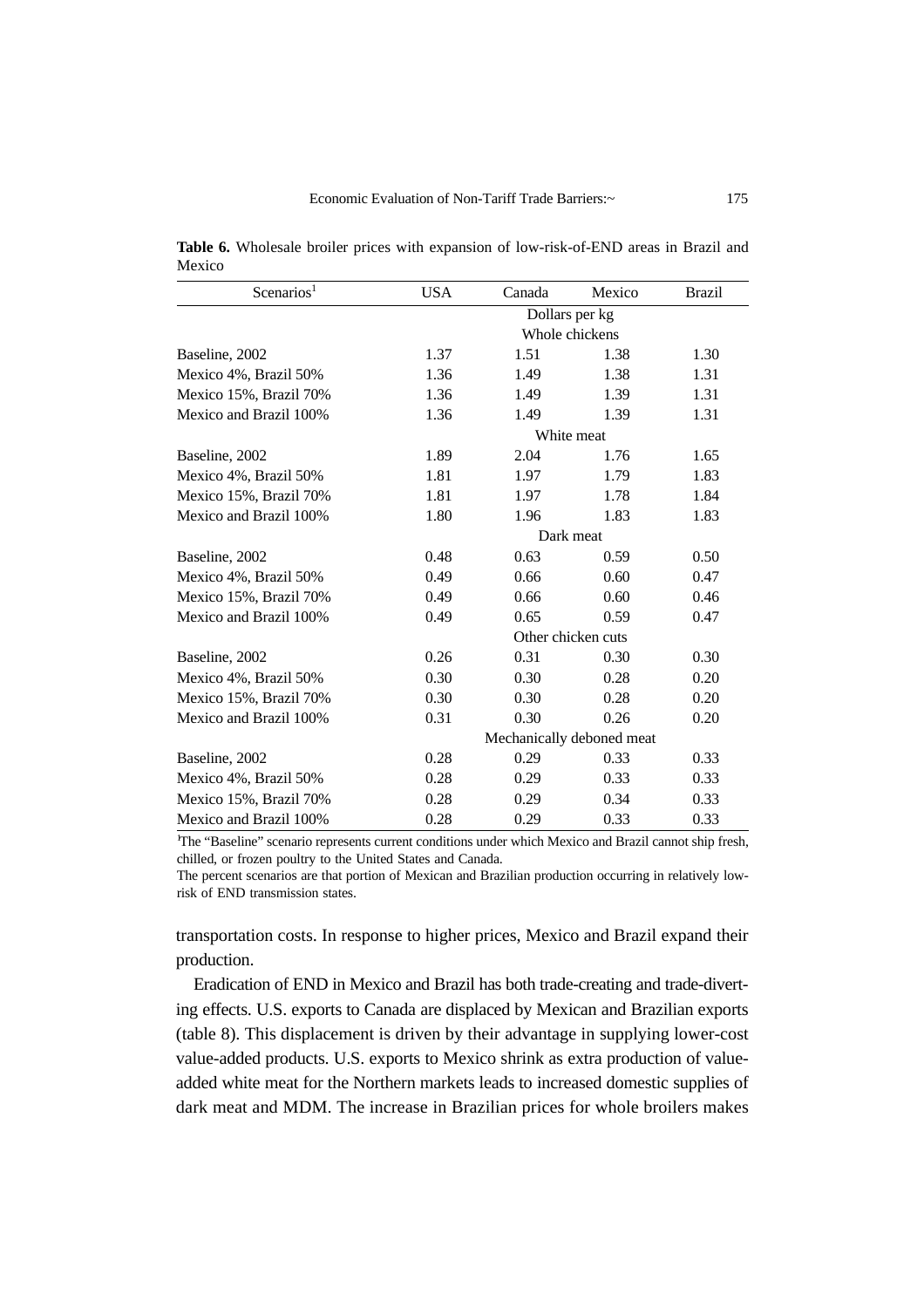**Table 6.** Wholesale broiler prices with expansion of low-risk-of-END areas in Brazil and Mexico

| Scenarios[1] | USA | Canada | Mexico | Brazil |
|---|---|---|---|---|
| | Dollars per kg | | | |
| | Whole chickens | | | |
| Baseline, 2002 | 1.37 | 1.51 | 1.38 | 1.30 |
| Mexico 4%, Brazil 50% | 1.36 | 1.49 | 1.38 | 1.31 |
| Mexico 15%, Brazil 70% | 1.36 | 1.49 | 1.39 | 1.31 |
| Mexico and Brazil 100% | 1.36 | 1.49 | 1.39 | 1.31 |
| | White meat | | | |
| Baseline, 2002 | 1.89 | 2.04 | 1.76 | 1.65 |
| Mexico 4%, Brazil 50% | 1.81 | 1.97 | 1.79 | 1.83 |
| Mexico 15%, Brazil 70% | 1.81 | 1.97 | 1.78 | 1.84 |
| Mexico and Brazil 100% | 1.80 | 1.96 | 1.83 | 1.83 |
| | Dark meat | | | |
| Baseline, 2002 | 0.48 | 0.63 | 0.59 | 0.50 |
| Mexico 4%, Brazil 50% | 0.49 | 0.66 | 0.60 | 0.47 |
| Mexico 15%, Brazil 70% | 0.49 | 0.66 | 0.60 | 0.46 |
| Mexico and Brazil 100% | 0.49 | 0.65 | 0.59 | 0.47 |
| | Other chicken cuts | | | |
| Baseline, 2002 | 0.26 | 0.31 | 0.30 | 0.30 |
| Mexico 4%, Brazil 50% | 0.30 | 0.30 | 0.28 | 0.20 |
| Mexico 15%, Brazil 70% | 0.30 | 0.30 | 0.28 | 0.20 |
| Mexico and Brazil 100% | 0.31 | 0.30 | 0.26 | 0.20 |
| | Mechanically deboned meat | | | |
| Baseline, 2002 | 0.28 | 0.29 | 0.33 | 0.33 |
| Mexico 4%, Brazil 50% | 0.28 | 0.29 | 0.33 | 0.33 |
| Mexico 15%, Brazil 70% | 0.28 | 0.29 | 0.34 | 0.33 |
| Mexico and Brazil 100% | 0.28 | 0.29 | 0.33 | 0.33 |

[1]The "Baseline" scenario represents current conditions under which Mexico and Brazil cannot ship fresh, chilled, or frozen poultry to the United States and Canada.
The percent scenarios are that portion of Mexican and Brazilian production occurring in relatively low-risk of END transmission states.

transportation costs. In response to higher prices, Mexico and Brazil expand their production.

Eradication of END in Mexico and Brazil has both trade-creating and trade-diverting effects. U.S. exports to Canada are displaced by Mexican and Brazilian exports (table 8). This displacement is driven by their advantage in supplying lower-cost value-added products. U.S. exports to Mexico shrink as extra production of value-added white meat for the Northern markets leads to increased domestic supplies of dark meat and MDM. The increase in Brazilian prices for whole broilers makes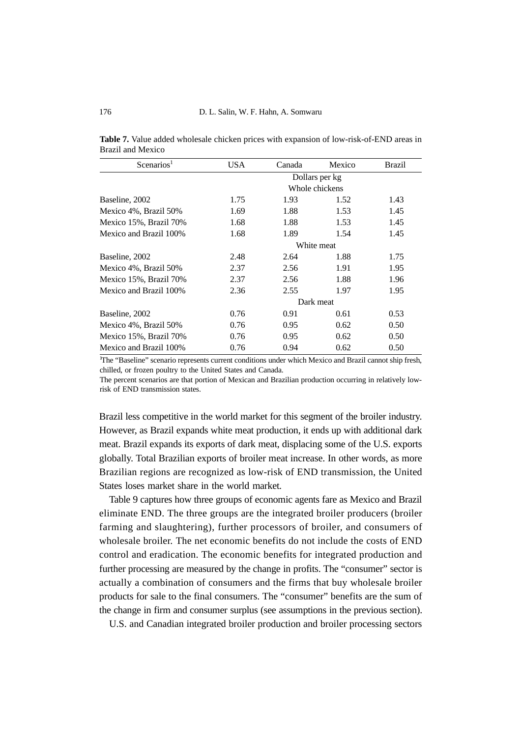**Table 7.** Value added wholesale chicken prices with expansion of low-risk-of-END areas in Brazil and Mexico

| Scenarios[1] | USA | Canada | Mexico | Brazil |
|---|---|---|---|---|
| | Dollars per kg | | | |
| | Whole chickens | | | |
| Baseline, 2002 | 1.75 | 1.93 | 1.52 | 1.43 |
| Mexico 4%, Brazil 50% | 1.69 | 1.88 | 1.53 | 1.45 |
| Mexico 15%, Brazil 70% | 1.68 | 1.88 | 1.53 | 1.45 |
| Mexico and Brazil 100% | 1.68 | 1.89 | 1.54 | 1.45 |
| | White meat | | | |
| Baseline, 2002 | 2.48 | 2.64 | 1.88 | 1.75 |
| Mexico 4%, Brazil 50% | 2.37 | 2.56 | 1.91 | 1.95 |
| Mexico 15%, Brazil 70% | 2.37 | 2.56 | 1.88 | 1.96 |
| Mexico and Brazil 100% | 2.36 | 2.55 | 1.97 | 1.95 |
| | Dark meat | | | |
| Baseline, 2002 | 0.76 | 0.91 | 0.61 | 0.53 |
| Mexico 4%, Brazil 50% | 0.76 | 0.95 | 0.62 | 0.50 |
| Mexico 15%, Brazil 70% | 0.76 | 0.95 | 0.62 | 0.50 |
| Mexico and Brazil 100% | 0.76 | 0.94 | 0.62 | 0.50 |

[1]The "Baseline" scenario represents current conditions under which Mexico and Brazil cannot ship fresh, chilled, or frozen poultry to the United States and Canada.

The percent scenarios are that portion of Mexican and Brazilian production occurring in relatively low-risk of END transmission states.

Brazil less competitive in the world market for this segment of the broiler industry. However, as Brazil expands white meat production, it ends up with additional dark meat. Brazil expands its exports of dark meat, displacing some of the U.S. exports globally. Total Brazilian exports of broiler meat increase. In other words, as more Brazilian regions are recognized as low-risk of END transmission, the United States loses market share in the world market.

Table 9 captures how three groups of economic agents fare as Mexico and Brazil eliminate END. The three groups are the integrated broiler producers (broiler farming and slaughtering), further processors of broiler, and consumers of wholesale broiler. The net economic benefits do not include the costs of END control and eradication. The economic benefits for integrated production and further processing are measured by the change in profits. The "consumer" sector is actually a combination of consumers and the firms that buy wholesale broiler products for sale to the final consumers. The "consumer" benefits are the sum of the change in firm and consumer surplus (see assumptions in the previous section).

U.S. and Canadian integrated broiler production and broiler processing sectors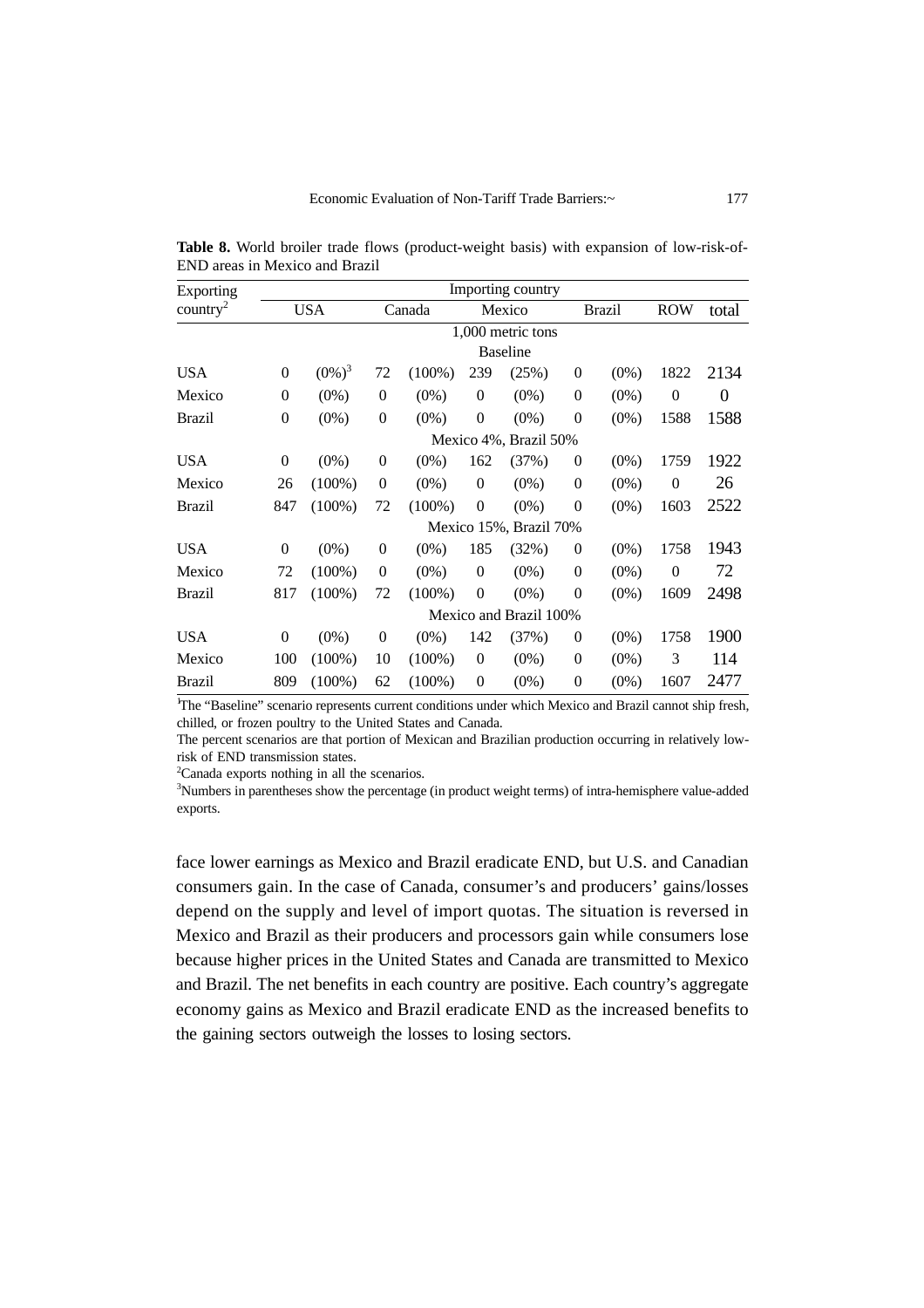**Table 8.** World broiler trade flows (product-weight basis) with expansion of low-risk-of-END areas in Mexico and Brazil

| Exporting country[2] | Importing country | | | | | | | | | |
|---|---|---|---|---|---|---|---|---|---|---|
| | USA | | Canada | | Mexico | | Brazil | | ROW | total |
| | 1,000 metric tons | | | | | | | | | |
| | Baseline | | | | | | | | | |
| USA | 0 | (0%)[3] | 72 | (100%) | 239 | (25%) | 0 | (0%) | 1822 | 2134 |
| Mexico | 0 | (0%) | 0 | (0%) | 0 | (0%) | 0 | (0%) | 0 | 0 |
| Brazil | 0 | (0%) | 0 | (0%) | 0 | (0%) | 0 | (0%) | 1588 | 1588 |
| | Mexico 4%, Brazil 50% | | | | | | | | | |
| USA | 0 | (0%) | 0 | (0%) | 162 | (37%) | 0 | (0%) | 1759 | 1922 |
| Mexico | 26 | (100%) | 0 | (0%) | 0 | (0%) | 0 | (0%) | 0 | 26 |
| Brazil | 847 | (100%) | 72 | (100%) | 0 | (0%) | 0 | (0%) | 1603 | 2522 |
| | Mexico 15%, Brazil 70% | | | | | | | | | |
| USA | 0 | (0%) | 0 | (0%) | 185 | (32%) | 0 | (0%) | 1758 | 1943 |
| Mexico | 72 | (100%) | 0 | (0%) | 0 | (0%) | 0 | (0%) | 0 | 72 |
| Brazil | 817 | (100%) | 72 | (100%) | 0 | (0%) | 0 | (0%) | 1609 | 2498 |
| | Mexico and Brazil 100% | | | | | | | | | |
| USA | 0 | (0%) | 0 | (0%) | 142 | (37%) | 0 | (0%) | 1758 | 1900 |
| Mexico | 100 | (100%) | 10 | (100%) | 0 | (0%) | 0 | (0%) | 3 | 114 |
| Brazil | 809 | (100%) | 62 | (100%) | 0 | (0%) | 0 | (0%) | 1607 | 2477 |

[1]The "Baseline" scenario represents current conditions under which Mexico and Brazil cannot ship fresh, chilled, or frozen poultry to the United States and Canada.

The percent scenarios are that portion of Mexican and Brazilian production occurring in relatively low-risk of END transmission states.

[2]Canada exports nothing in all the scenarios.

[3]Numbers in parentheses show the percentage (in product weight terms) of intra-hemisphere value-added exports.

face lower earnings as Mexico and Brazil eradicate END, but U.S. and Canadian consumers gain. In the case of Canada, consumer's and producers' gains/losses depend on the supply and level of import quotas. The situation is reversed in Mexico and Brazil as their producers and processors gain while consumers lose because higher prices in the United States and Canada are transmitted to Mexico and Brazil. The net benefits in each country are positive. Each country's aggregate economy gains as Mexico and Brazil eradicate END as the increased benefits to the gaining sectors outweigh the losses to losing sectors.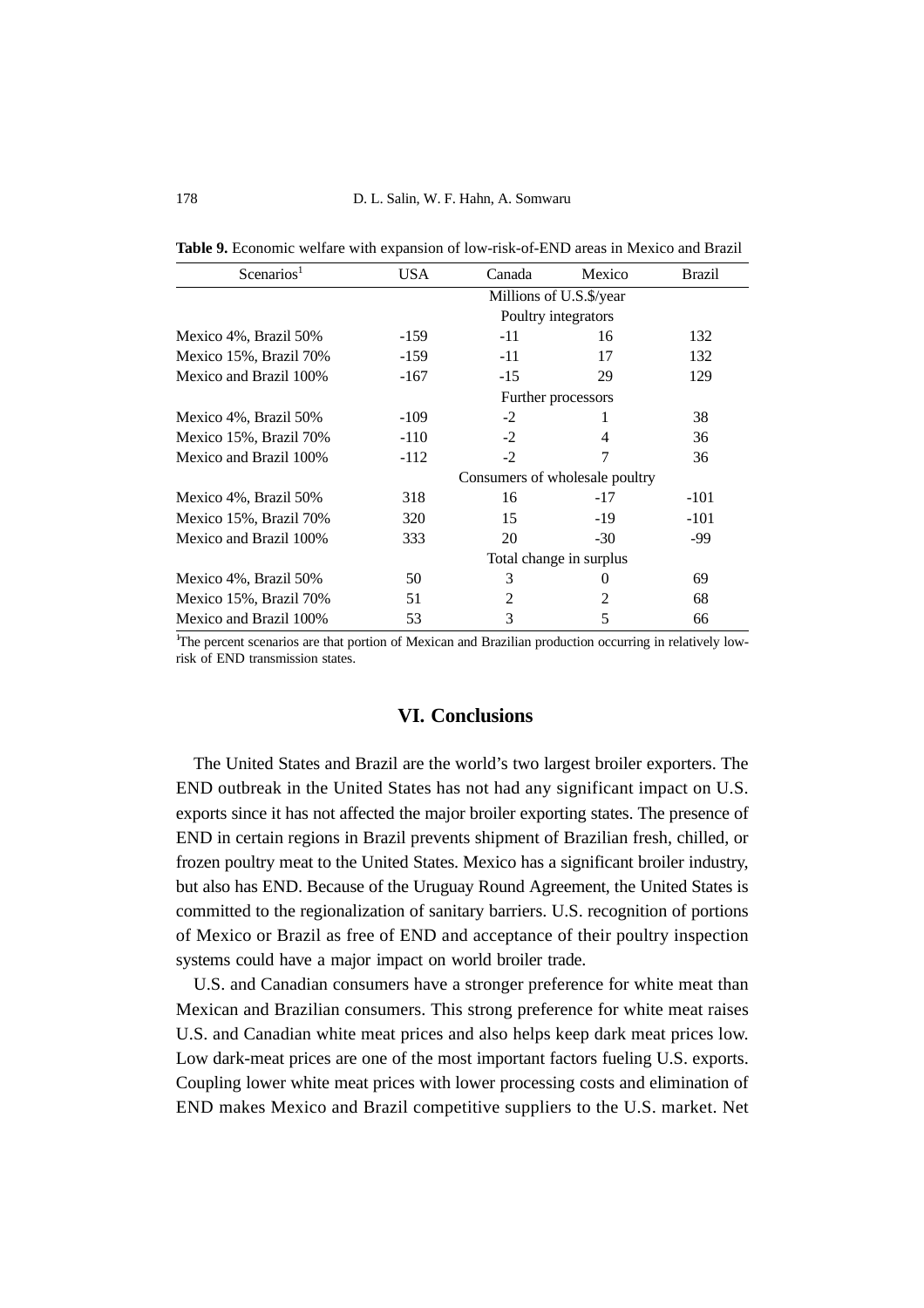**Table 9.** Economic welfare with expansion of low-risk-of-END areas in Mexico and Brazil

| Scenarios[1] | USA | Canada | Mexico | Brazil |
|---|---|---|---|---|
| | Millions of U.S.$/year | | | |
| | Poultry integrators | | | |
| Mexico 4%, Brazil 50% | -159 | -11 | 16 | 132 |
| Mexico 15%, Brazil 70% | -159 | -11 | 17 | 132 |
| Mexico and Brazil 100% | -167 | -15 | 29 | 129 |
| | Further processors | | | |
| Mexico 4%, Brazil 50% | -109 | -2 | 1 | 38 |
| Mexico 15%, Brazil 70% | -110 | -2 | 4 | 36 |
| Mexico and Brazil 100% | -112 | -2 | 7 | 36 |
| | Consumers of wholesale poultry | | | |
| Mexico 4%, Brazil 50% | 318 | 16 | -17 | -101 |
| Mexico 15%, Brazil 70% | 320 | 15 | -19 | -101 |
| Mexico and Brazil 100% | 333 | 20 | -30 | -99 |
| | Total change in surplus | | | |
| Mexico 4%, Brazil 50% | 50 | 3 | 0 | 69 |
| Mexico 15%, Brazil 70% | 51 | 2 | 2 | 68 |
| Mexico and Brazil 100% | 53 | 3 | 5 | 66 |

[1]The percent scenarios are that portion of Mexican and Brazilian production occurring in relatively low-risk of END transmission states.

## VI. Conclusions

The United States and Brazil are the world's two largest broiler exporters. The END outbreak in the United States has not had any significant impact on U.S. exports since it has not affected the major broiler exporting states. The presence of END in certain regions in Brazil prevents shipment of Brazilian fresh, chilled, or frozen poultry meat to the United States. Mexico has a significant broiler industry, but also has END. Because of the Uruguay Round Agreement, the United States is committed to the regionalization of sanitary barriers. U.S. recognition of portions of Mexico or Brazil as free of END and acceptance of their poultry inspection systems could have a major impact on world broiler trade.

U.S. and Canadian consumers have a stronger preference for white meat than Mexican and Brazilian consumers. This strong preference for white meat raises U.S. and Canadian white meat prices and also helps keep dark meat prices low. Low dark-meat prices are one of the most important factors fueling U.S. exports. Coupling lower white meat prices with lower processing costs and elimination of END makes Mexico and Brazil competitive suppliers to the U.S. market. Net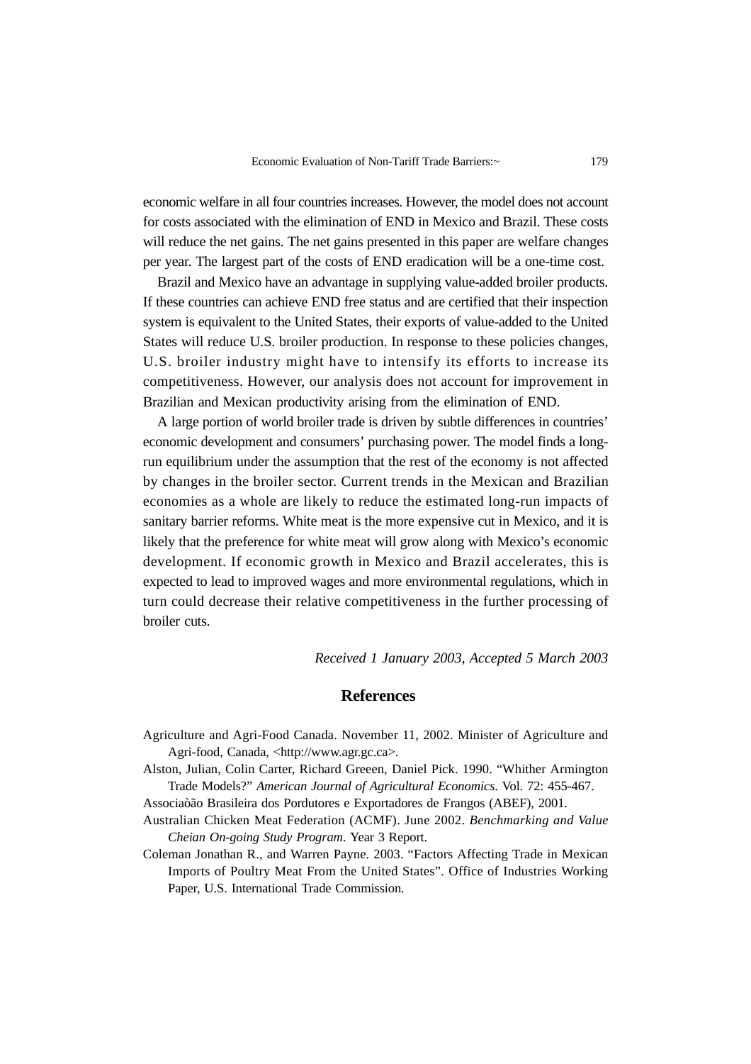economic welfare in all four countries increases. However, the model does not account for costs associated with the elimination of END in Mexico and Brazil. These costs will reduce the net gains. The net gains presented in this paper are welfare changes per year. The largest part of the costs of END eradication will be a one-time cost.

Brazil and Mexico have an advantage in supplying value-added broiler products. If these countries can achieve END free status and are certified that their inspection system is equivalent to the United States, their exports of value-added to the United States will reduce U.S. broiler production. In response to these policies changes, U.S. broiler industry might have to intensify its efforts to increase its competitiveness. However, our analysis does not account for improvement in Brazilian and Mexican productivity arising from the elimination of END.

A large portion of world broiler trade is driven by subtle differences in countries' economic development and consumers' purchasing power. The model finds a long-run equilibrium under the assumption that the rest of the economy is not affected by changes in the broiler sector. Current trends in the Mexican and Brazilian economies as a whole are likely to reduce the estimated long-run impacts of sanitary barrier reforms. White meat is the more expensive cut in Mexico, and it is likely that the preference for white meat will grow along with Mexico's economic development. If economic growth in Mexico and Brazil accelerates, this is expected to lead to improved wages and more environmental regulations, which in turn could decrease their relative competitiveness in the further processing of broiler cuts.

*Received 1 January 2003, Accepted 5 March 2003*

## References

Agriculture and Agri-Food Canada. November 11, 2002. Minister of Agriculture and Agri-food, Canada, <http://www.agr.gc.ca>.

Alston, Julian, Colin Carter, Richard Greeen, Daniel Pick. 1990. "Whither Armington Trade Models?" *American Journal of Agricultural Economics*. Vol. 72: 455-467.

Associaòão Brasileira dos Pordutores e Exportadores de Frangos (ABEF), 2001.

Australian Chicken Meat Federation (ACMF). June 2002. *Benchmarking and Value Cheian On-going Study Program*. Year 3 Report.

Coleman Jonathan R., and Warren Payne. 2003. "Factors Affecting Trade in Mexican Imports of Poultry Meat From the United States". Office of Industries Working Paper, U.S. International Trade Commission.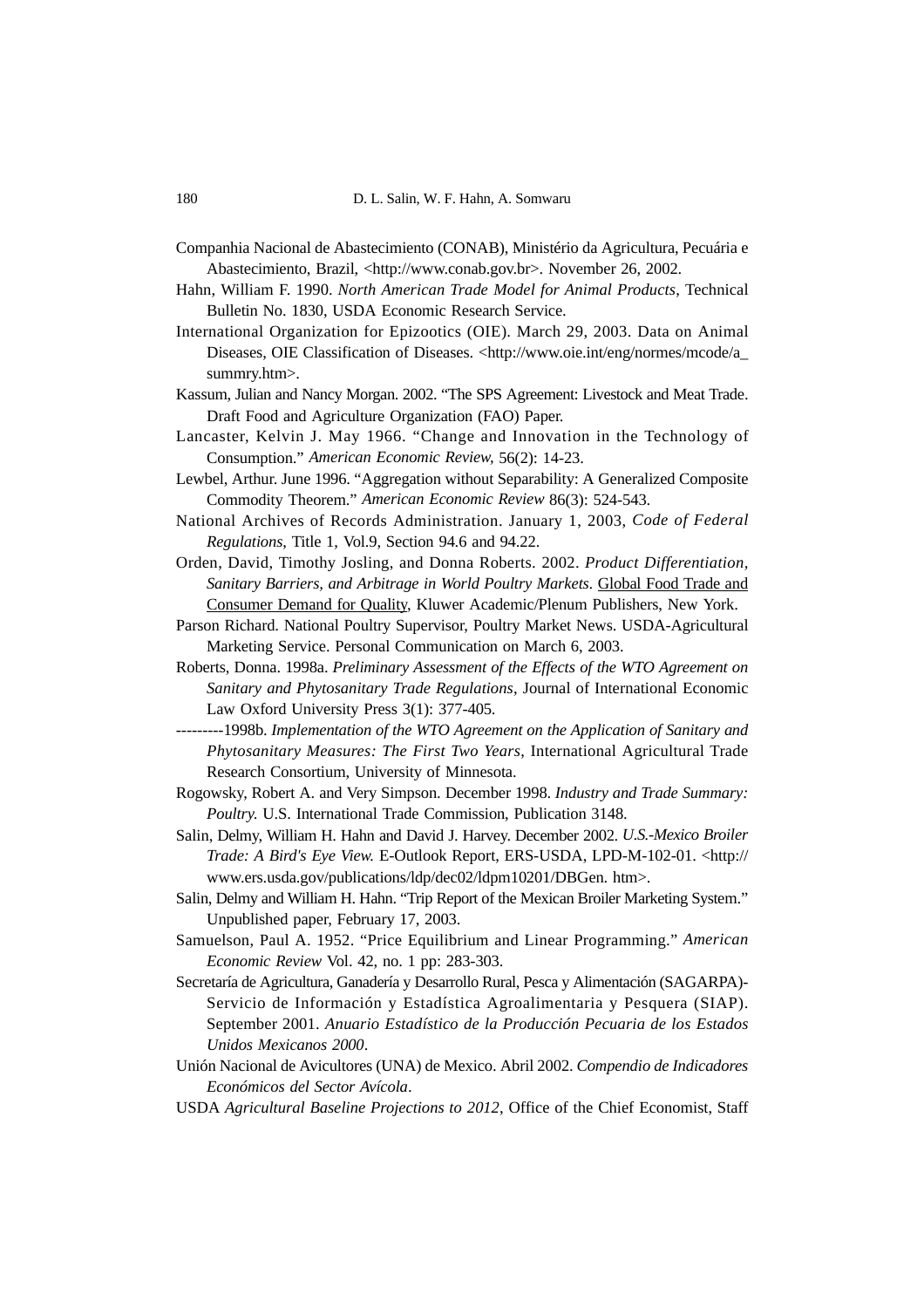Companhia Nacional de Abastecimiento (CONAB), Ministério da Agricultura, Pecuária e Abastecimiento, Brazil, <http://www.conab.gov.br>. November 26, 2002.

Hahn, William F. 1990. *North American Trade Model for Animal Products*, Technical Bulletin No. 1830, USDA Economic Research Service.

International Organization for Epizootics (OIE). March 29, 2003. Data on Animal Diseases, OIE Classification of Diseases. <http://www.oie.int/eng/normes/mcode/a_summry.htm>.

Kassum, Julian and Nancy Morgan. 2002. "The SPS Agreement: Livestock and Meat Trade. Draft Food and Agriculture Organization (FAO) Paper.

Lancaster, Kelvin J. May 1966. "Change and Innovation in the Technology of Consumption." *American Economic Review,* 56(2): 14-23.

Lewbel, Arthur. June 1996. "Aggregation without Separability: A Generalized Composite Commodity Theorem." *American Economic Review* 86(3): 524-543.

National Archives of Records Administration. January 1, 2003, *Code of Federal Regulations*, Title 1, Vol.9, Section 94.6 and 94.22.

Orden, David, Timothy Josling, and Donna Roberts. 2002. *Product Differentiation, Sanitary Barriers, and Arbitrage in World Poultry Markets*. Global Food Trade and Consumer Demand for Quality, Kluwer Academic/Plenum Publishers, New York.

Parson Richard. National Poultry Supervisor, Poultry Market News. USDA-Agricultural Marketing Service. Personal Communication on March 6, 2003.

Roberts, Donna. 1998a. *Preliminary Assessment of the Effects of the WTO Agreement on Sanitary and Phytosanitary Trade Regulations*, Journal of International Economic Law Oxford University Press 3(1): 377-405.

---------1998b. *Implementation of the WTO Agreement on the Application of Sanitary and Phytosanitary Measures: The First Two Years*, International Agricultural Trade Research Consortium, University of Minnesota.

Rogowsky, Robert A. and Very Simpson. December 1998. *Industry and Trade Summary: Poultry.* U.S. International Trade Commission, Publication 3148.

Salin, Delmy, William H. Hahn and David J. Harvey. December 2002. *U.S.-Mexico Broiler Trade: A Bird's Eye View.* E-Outlook Report, ERS-USDA, LPD-M-102-01. <http://www.ers.usda.gov/publications/ldp/dec02/ldpm10201/DBGen. htm>.

Salin, Delmy and William H. Hahn. "Trip Report of the Mexican Broiler Marketing System." Unpublished paper, February 17, 2003.

Samuelson, Paul A. 1952. "Price Equilibrium and Linear Programming." *American Economic Review* Vol. 42, no. 1 pp: 283-303.

Secretaría de Agricultura, Ganadería y Desarrollo Rural, Pesca y Alimentación (SAGARPA)-Servicio de Información y Estadística Agroalimentaria y Pesquera (SIAP). September 2001. *Anuario Estadístico de la Producción Pecuaria de los Estados Unidos Mexicanos 2000*.

Unión Nacional de Avicultores (UNA) de Mexico. Abril 2002. *Compendio de Indicadores Económicos del Sector Avícola*.

USDA *Agricultural Baseline Projections to 2012*, Office of the Chief Economist, Staff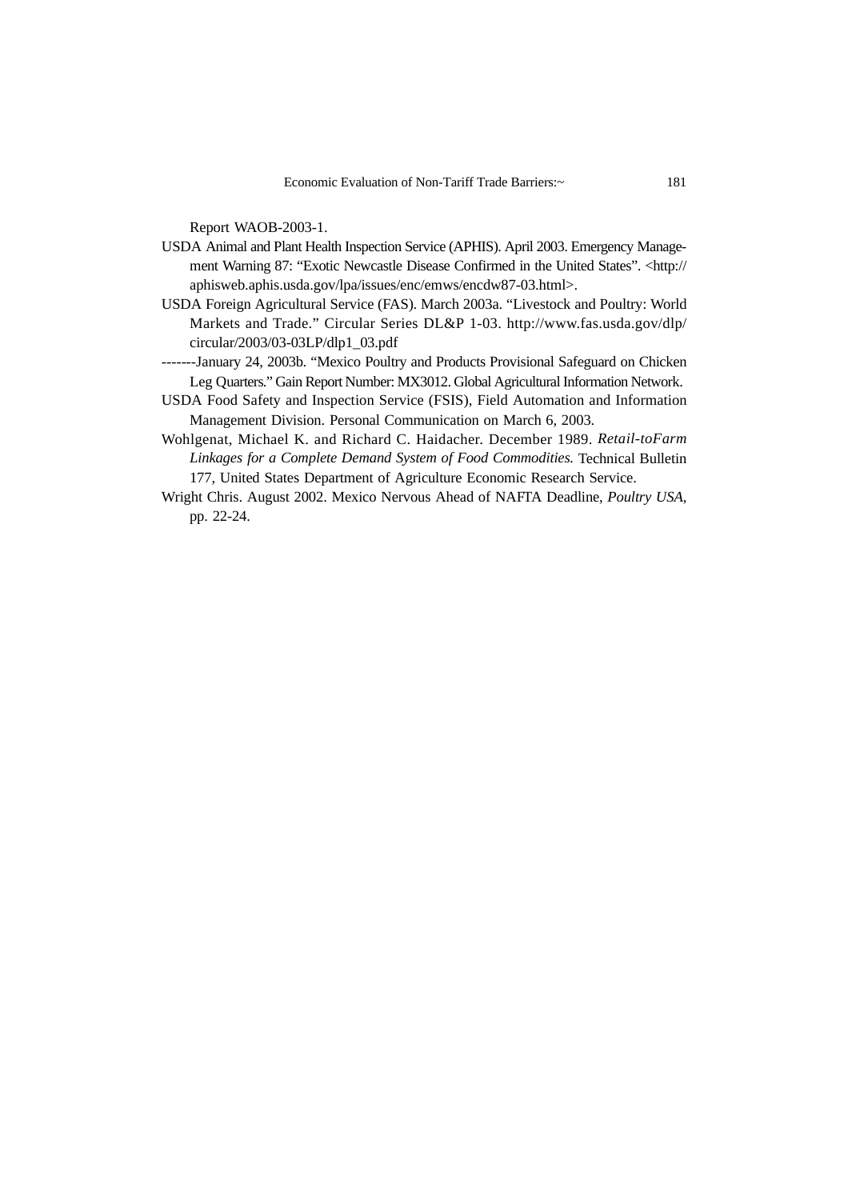Report WAOB-2003-1.

USDA Animal and Plant Health Inspection Service (APHIS). April 2003. Emergency Management Warning 87: "Exotic Newcastle Disease Confirmed in the United States". <http://aphisweb.aphis.usda.gov/lpa/issues/enc/emws/encdw87-03.html>.

USDA Foreign Agricultural Service (FAS). March 2003a. "Livestock and Poultry: World Markets and Trade." Circular Series DL&P 1-03. http://www.fas.usda.gov/dlp/circular/2003/03-03LP/dlp1_03.pdf

-------January 24, 2003b. "Mexico Poultry and Products Provisional Safeguard on Chicken Leg Quarters." Gain Report Number: MX3012. Global Agricultural Information Network.

USDA Food Safety and Inspection Service (FSIS), Field Automation and Information Management Division. Personal Communication on March 6, 2003.

Wohlgenat, Michael K. and Richard C. Haidacher. December 1989. *Retail-toFarm Linkages for a Complete Demand System of Food Commodities.* Technical Bulletin 177, United States Department of Agriculture Economic Research Service.

Wright Chris. August 2002. Mexico Nervous Ahead of NAFTA Deadline, *Poultry USA*, pp. 22-24.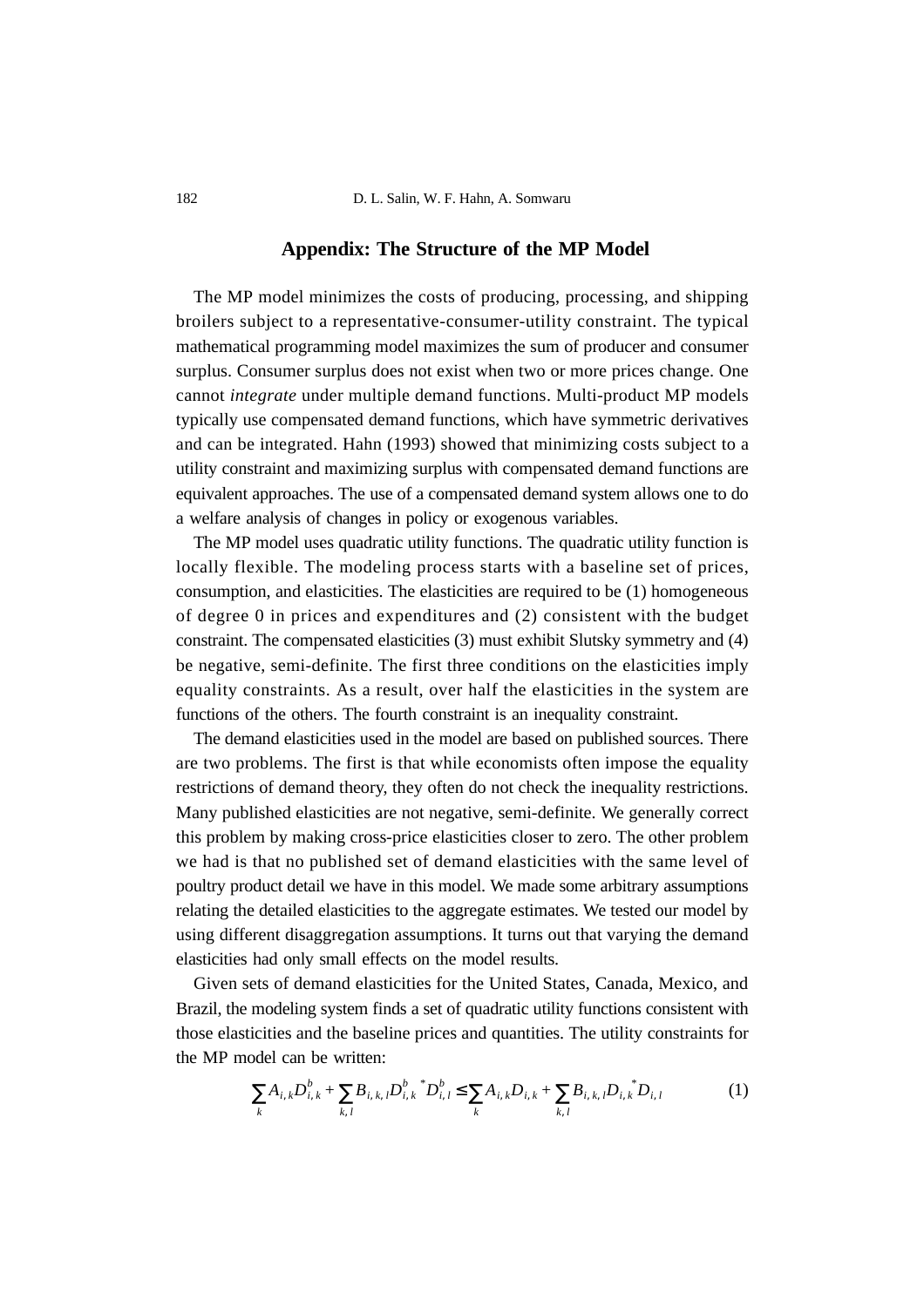## Appendix: The Structure of the MP Model

The MP model minimizes the costs of producing, processing, and shipping broilers subject to a representative-consumer-utility constraint. The typical mathematical programming model maximizes the sum of producer and consumer surplus. Consumer surplus does not exist when two or more prices change. One cannot *integrate* under multiple demand functions. Multi-product MP models typically use compensated demand functions, which have symmetric derivatives and can be integrated. Hahn (1993) showed that minimizing costs subject to a utility constraint and maximizing surplus with compensated demand functions are equivalent approaches. The use of a compensated demand system allows one to do a welfare analysis of changes in policy or exogenous variables.

The MP model uses quadratic utility functions. The quadratic utility function is locally flexible. The modeling process starts with a baseline set of prices, consumption, and elasticities. The elasticities are required to be (1) homogeneous of degree 0 in prices and expenditures and (2) consistent with the budget constraint. The compensated elasticities (3) must exhibit Slutsky symmetry and (4) be negative, semi-definite. The first three conditions on the elasticities imply equality constraints. As a result, over half the elasticities in the system are functions of the others. The fourth constraint is an inequality constraint.

The demand elasticities used in the model are based on published sources. There are two problems. The first is that while economists often impose the equality restrictions of demand theory, they often do not check the inequality restrictions. Many published elasticities are not negative, semi-definite. We generally correct this problem by making cross-price elasticities closer to zero. The other problem we had is that no published set of demand elasticities with the same level of poultry product detail we have in this model. We made some arbitrary assumptions relating the detailed elasticities to the aggregate estimates. We tested our model by using different disaggregation assumptions. It turns out that varying the demand elasticities had only small effects on the model results.

Given sets of demand elasticities for the United States, Canada, Mexico, and Brazil, the modeling system finds a set of quadratic utility functions consistent with those elasticities and the baseline prices and quantities. The utility constraints for the MP model can be written:

$$\sum_{k} A_{i,k} D^{b}_{i,k} + \sum_{k,l} B_{i,k,l} D^{b}_{i,k}{}^{*} D^{b}_{i,l} \leq \sum_{k} A_{i,k} D_{i,k} + \sum_{k,l} B_{i,k,l} D_{i,k}{}^{*} D_{i,l} \qquad (1)$$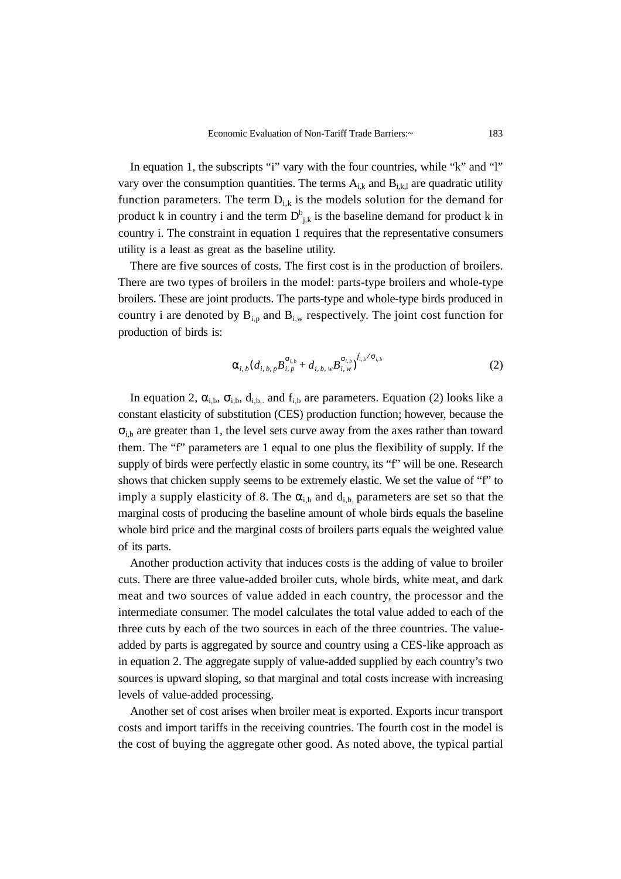In equation 1, the subscripts "i" vary with the four countries, while "k" and "l" vary over the consumption quantities. The terms $A_{i,k}$ and $B_{i,k,l}$ are quadratic utility function parameters. The term $D_{i,k}$ is the models solution for the demand for product k in country i and the term $D^{b}_{j,k}$ is the baseline demand for product k in country i. The constraint in equation 1 requires that the representative consumers utility is a least as great as the baseline utility.

There are five sources of costs. The first cost is in the production of broilers. There are two types of broilers in the model: parts-type broilers and whole-type broilers. These are joint products. The parts-type and whole-type birds produced in country i are denoted by $B_{i,p}$ and $B_{i,w}$ respectively. The joint cost function for production of birds is:

$$\alpha_{i,b}\left(d_{i,b,p}B_{i,p}^{\sigma_{i,b}} + d_{i,b,w}B_{i,w}^{\sigma_{i,b}}\right)^{f_{i,b}/\sigma_{i,b}} \tag{2}$$

In equation 2, $\alpha_{i,b}$, $\sigma_{i,b}$, $d_{i,b,\cdot}$ and $f_{i,b}$ are parameters. Equation (2) looks like a constant elasticity of substitution (CES) production function; however, because the $\sigma_{i,b}$ are greater than 1, the level sets curve away from the axes rather than toward them. The "f" parameters are 1 equal to one plus the flexibility of supply. If the supply of birds were perfectly elastic in some country, its "f" will be one. Research shows that chicken supply seems to be extremely elastic. We set the value of "f" to imply a supply elasticity of 8. The $\alpha_{i,b}$ and $d_{i,b,}$ parameters are set so that the marginal costs of producing the baseline amount of whole birds equals the baseline whole bird price and the marginal costs of broilers parts equals the weighted value of its parts.

Another production activity that induces costs is the adding of value to broiler cuts. There are three value-added broiler cuts, whole birds, white meat, and dark meat and two sources of value added in each country, the processor and the intermediate consumer. The model calculates the total value added to each of the three cuts by each of the two sources in each of the three countries. The value-added by parts is aggregated by source and country using a CES-like approach as in equation 2. The aggregate supply of value-added supplied by each country's two sources is upward sloping, so that marginal and total costs increase with increasing levels of value-added processing.

Another set of cost arises when broiler meat is exported. Exports incur transport costs and import tariffs in the receiving countries. The fourth cost in the model is the cost of buying the aggregate other good. As noted above, the typical partial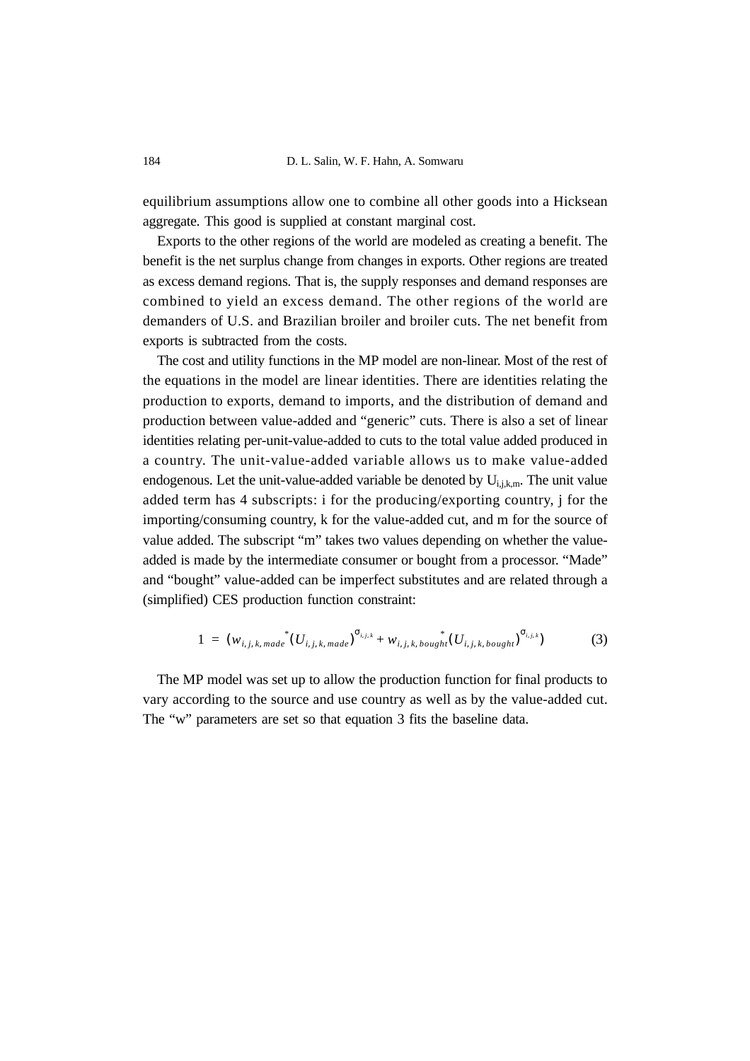equilibrium assumptions allow one to combine all other goods into a Hicksean aggregate. This good is supplied at constant marginal cost.

Exports to the other regions of the world are modeled as creating a benefit. The benefit is the net surplus change from changes in exports. Other regions are treated as excess demand regions. That is, the supply responses and demand responses are combined to yield an excess demand. The other regions of the world are demanders of U.S. and Brazilian broiler and broiler cuts. The net benefit from exports is subtracted from the costs.

The cost and utility functions in the MP model are non-linear. Most of the rest of the equations in the model are linear identities. There are identities relating the production to exports, demand to imports, and the distribution of demand and production between value-added and "generic" cuts. There is also a set of linear identities relating per-unit-value-added to cuts to the total value added produced in a country. The unit-value-added variable allows us to make value-added endogenous. Let the unit-value-added variable be denoted by $U_{i,j,k,m}$. The unit value added term has 4 subscripts: i for the producing/exporting country, j for the importing/consuming country, k for the value-added cut, and m for the source of value added. The subscript "m" takes two values depending on whether the value-added is made by the intermediate consumer or bought from a processor. "Made" and "bought" value-added can be imperfect substitutes and are related through a (simplified) CES production function constraint:

$$1 = (w_{i,j,k,made}{}^{*}(U_{i,j,k,made})^{\sigma_{i,j,k}} + w_{i,j,k,bought}{}^{*}(U_{i,j,k,bought})^{\sigma_{i,j,k}}) \tag{3}$$

The MP model was set up to allow the production function for final products to vary according to the source and use country as well as by the value-added cut. The "w" parameters are set so that equation 3 fits the baseline data.